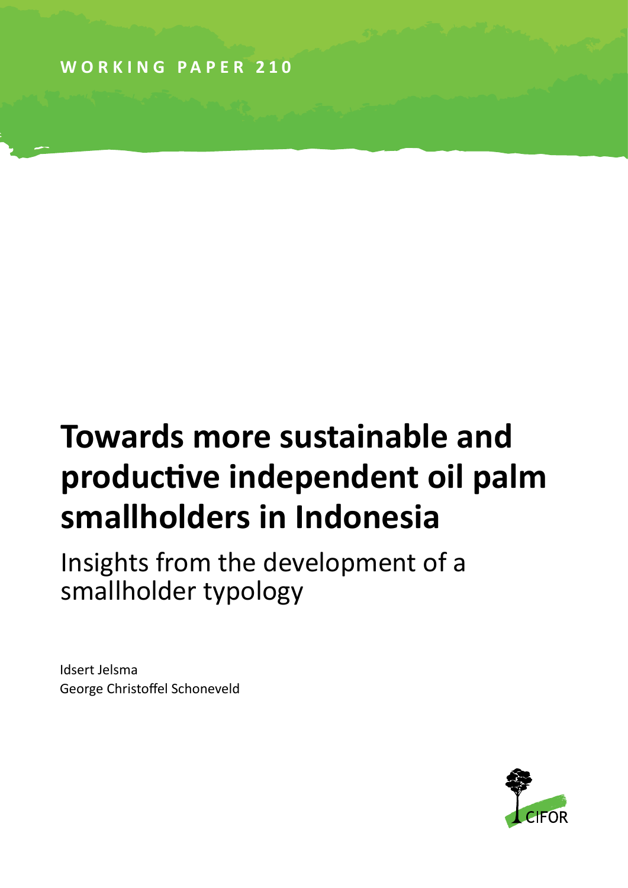WORKING PAPER 210

# Towards more sustainable and productive independent oil palm smallholders in Indonesia

## Insights from the development of a smallholder typology

Idsert Jelsma
George Christoffel Schoneveld

CIFOR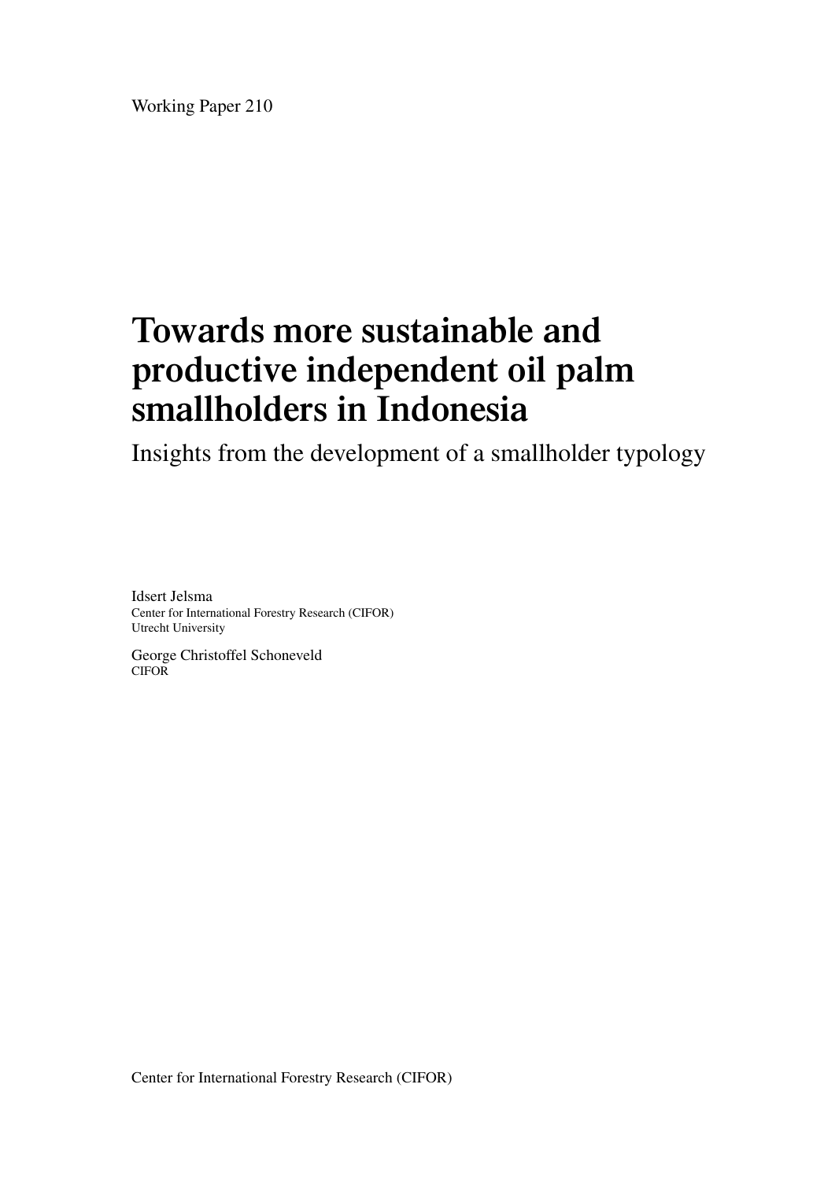Working Paper 210

# Towards more sustainable and productive independent oil palm smallholders in Indonesia

## Insights from the development of a smallholder typology

Idsert Jelsma
Center for International Forestry Research (CIFOR)
Utrecht University

George Christoffel Schoneveld
CIFOR

Center for International Forestry Research (CIFOR)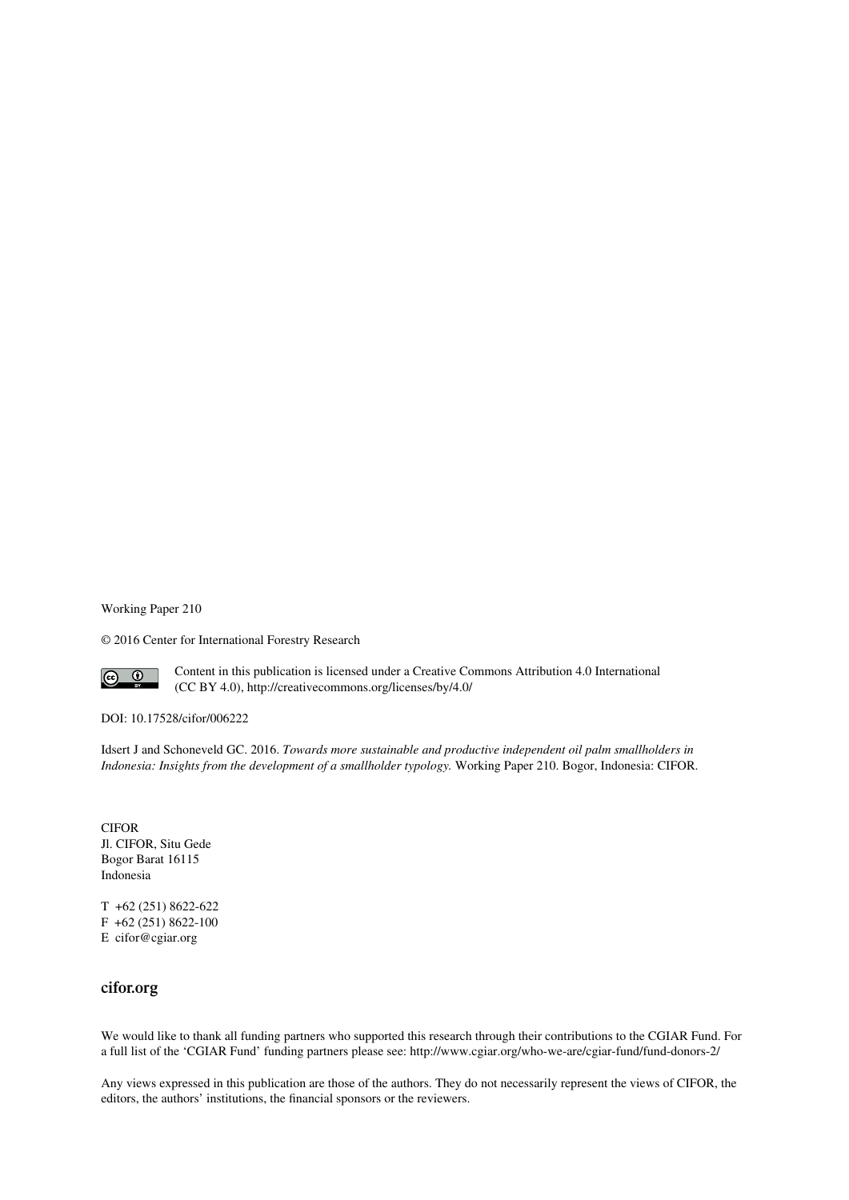Working Paper 210

© 2016 Center for International Forestry Research

Content in this publication is licensed under a Creative Commons Attribution 4.0 International (CC BY 4.0), http://creativecommons.org/licenses/by/4.0/

DOI: 10.17528/cifor/006222

Idsert J and Schoneveld GC. 2016. *Towards more sustainable and productive independent oil palm smallholders in Indonesia: Insights from the development of a smallholder typology.* Working Paper 210. Bogor, Indonesia: CIFOR.

CIFOR
Jl. CIFOR, Situ Gede
Bogor Barat 16115
Indonesia

T +62 (251) 8622-622
F +62 (251) 8622-100
E cifor@cgiar.org

**cifor.org**

We would like to thank all funding partners who supported this research through their contributions to the CGIAR Fund. For a full list of the 'CGIAR Fund' funding partners please see: http://www.cgiar.org/who-we-are/cgiar-fund/fund-donors-2/

Any views expressed in this publication are those of the authors. They do not necessarily represent the views of CIFOR, the editors, the authors' institutions, the financial sponsors or the reviewers.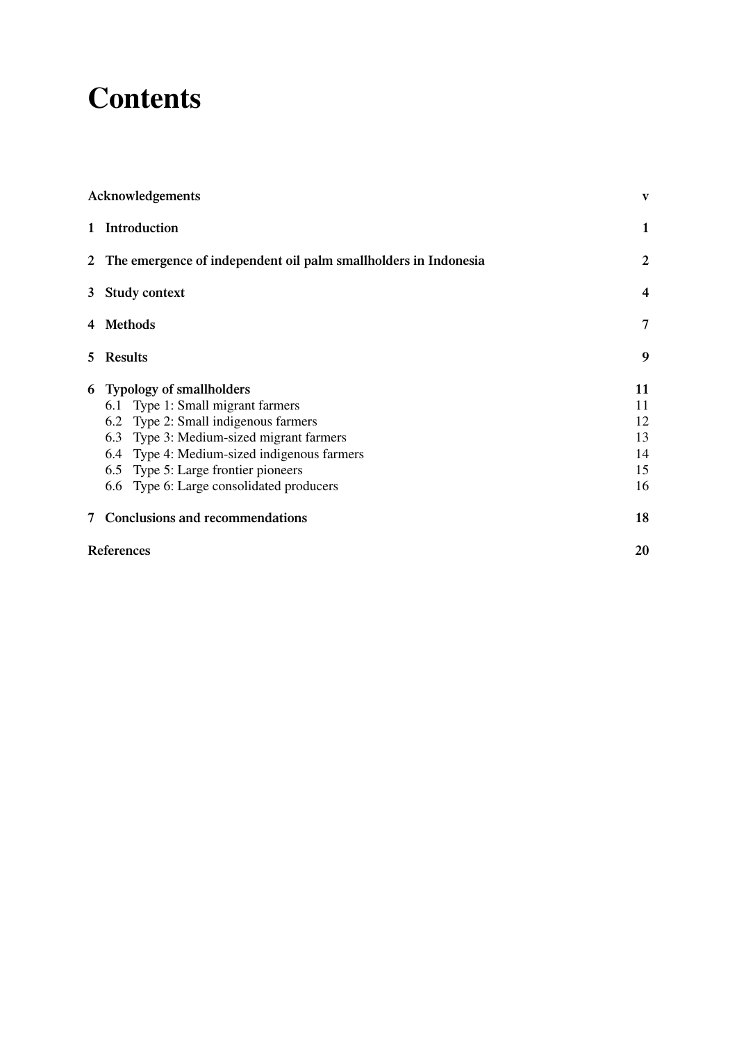# Contents

| | |
|---|---|
| **Acknowledgements** | **v** |
| **1 Introduction** | **1** |
| **2 The emergence of independent oil palm smallholders in Indonesia** | **2** |
| **3 Study context** | **4** |
| **4 Methods** | **7** |
| **5 Results** | **9** |
| **6 Typology of smallholders** | **11** |
| 6.1 Type 1: Small migrant farmers | 11 |
| 6.2 Type 2: Small indigenous farmers | 12 |
| 6.3 Type 3: Medium-sized migrant farmers | 13 |
| 6.4 Type 4: Medium-sized indigenous farmers | 14 |
| 6.5 Type 5: Large frontier pioneers | 15 |
| 6.6 Type 6: Large consolidated producers | 16 |
| **7 Conclusions and recommendations** | **18** |
| **References** | **20** |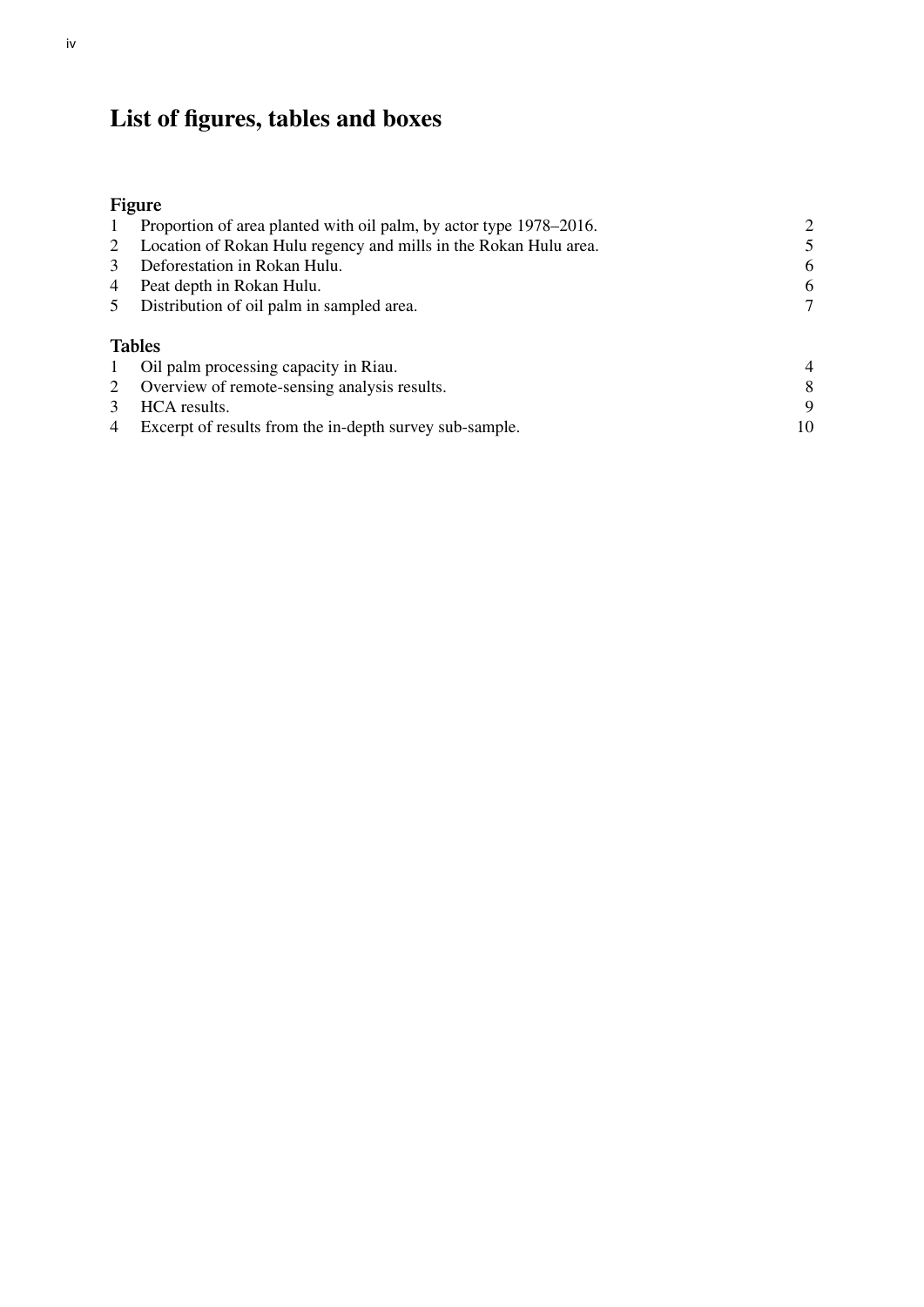# List of figures, tables and boxes

## Figure

| | | |
|---|---|---|
| 1 | Proportion of area planted with oil palm, by actor type 1978–2016. | 2 |
| 2 | Location of Rokan Hulu regency and mills in the Rokan Hulu area. | 5 |
| 3 | Deforestation in Rokan Hulu. | 6 |
| 4 | Peat depth in Rokan Hulu. | 6 |
| 5 | Distribution of oil palm in sampled area. | 7 |

## Tables

| | | |
|---|---|---|
| 1 | Oil palm processing capacity in Riau. | 4 |
| 2 | Overview of remote-sensing analysis results. | 8 |
| 3 | HCA results. | 9 |
| 4 | Excerpt of results from the in-depth survey sub-sample. | 10 |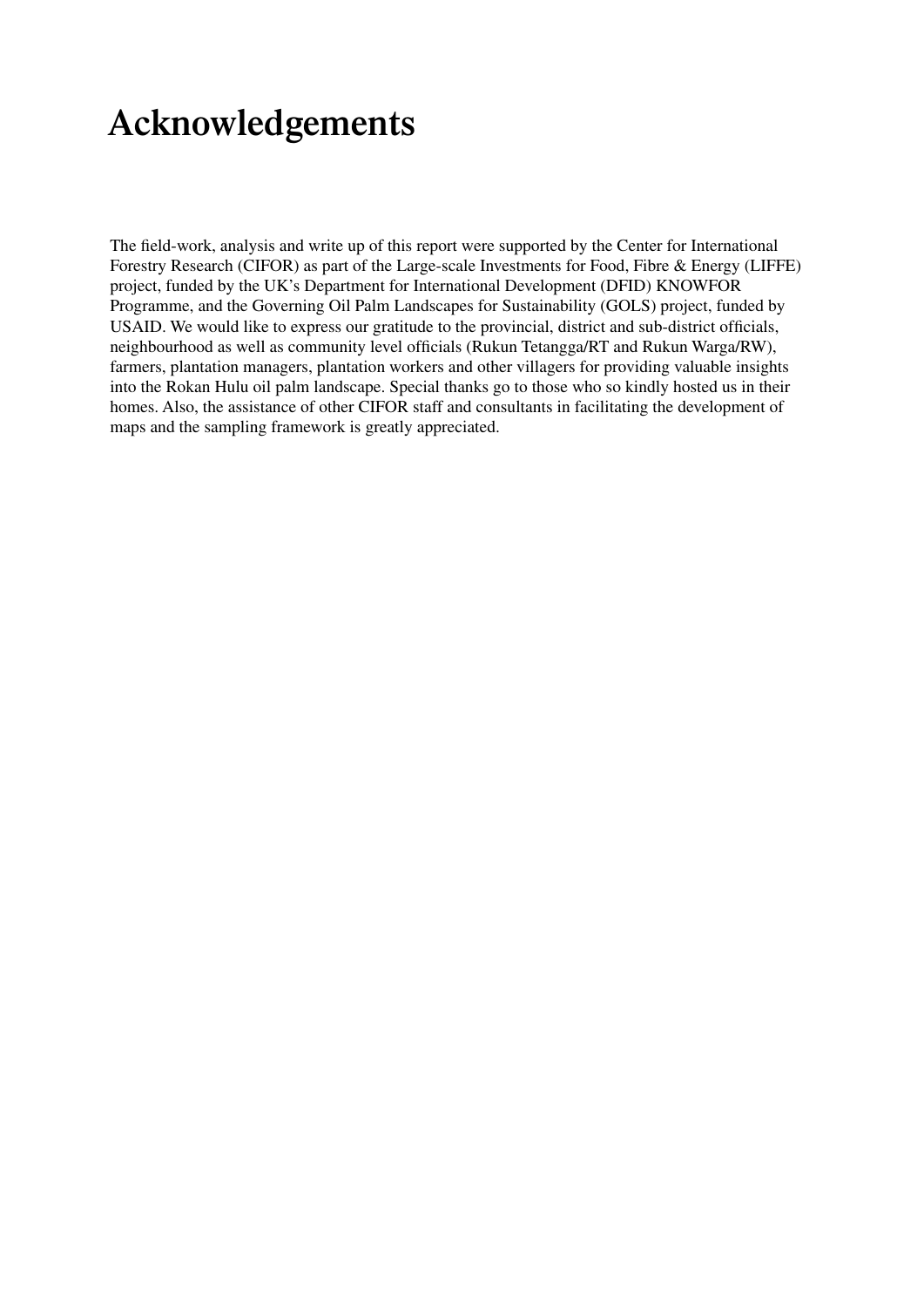# Acknowledgements

The field-work, analysis and write up of this report were supported by the Center for International Forestry Research (CIFOR) as part of the Large-scale Investments for Food, Fibre & Energy (LIFFE) project, funded by the UK's Department for International Development (DFID) KNOWFOR Programme, and the Governing Oil Palm Landscapes for Sustainability (GOLS) project, funded by USAID. We would like to express our gratitude to the provincial, district and sub-district officials, neighbourhood as well as community level officials (Rukun Tetangga/RT and Rukun Warga/RW), farmers, plantation managers, plantation workers and other villagers for providing valuable insights into the Rokan Hulu oil palm landscape. Special thanks go to those who so kindly hosted us in their homes. Also, the assistance of other CIFOR staff and consultants in facilitating the development of maps and the sampling framework is greatly appreciated.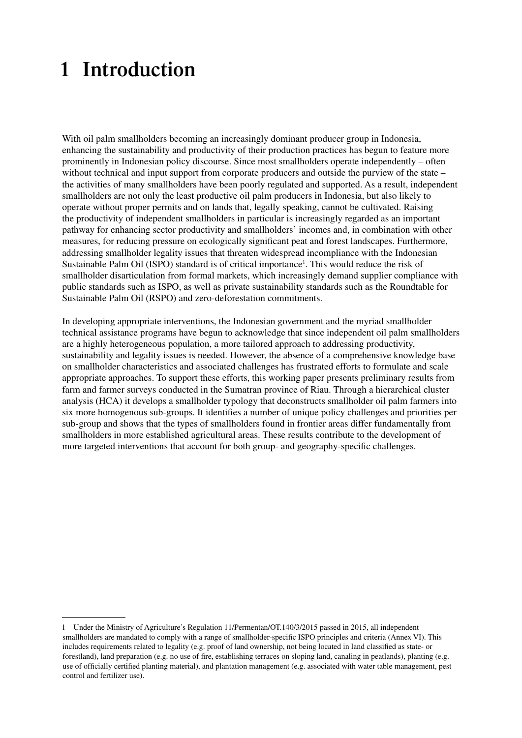# 1 Introduction

With oil palm smallholders becoming an increasingly dominant producer group in Indonesia, enhancing the sustainability and productivity of their production practices has begun to feature more prominently in Indonesian policy discourse. Since most smallholders operate independently – often without technical and input support from corporate producers and outside the purview of the state – the activities of many smallholders have been poorly regulated and supported. As a result, independent smallholders are not only the least productive oil palm producers in Indonesia, but also likely to operate without proper permits and on lands that, legally speaking, cannot be cultivated. Raising the productivity of independent smallholders in particular is increasingly regarded as an important pathway for enhancing sector productivity and smallholders' incomes and, in combination with other measures, for reducing pressure on ecologically significant peat and forest landscapes. Furthermore, addressing smallholder legality issues that threaten widespread incompliance with the Indonesian Sustainable Palm Oil (ISPO) standard is of critical importance[1]. This would reduce the risk of smallholder disarticulation from formal markets, which increasingly demand supplier compliance with public standards such as ISPO, as well as private sustainability standards such as the Roundtable for Sustainable Palm Oil (RSPO) and zero-deforestation commitments.

In developing appropriate interventions, the Indonesian government and the myriad smallholder technical assistance programs have begun to acknowledge that since independent oil palm smallholders are a highly heterogeneous population, a more tailored approach to addressing productivity, sustainability and legality issues is needed. However, the absence of a comprehensive knowledge base on smallholder characteristics and associated challenges has frustrated efforts to formulate and scale appropriate approaches. To support these efforts, this working paper presents preliminary results from farm and farmer surveys conducted in the Sumatran province of Riau. Through a hierarchical cluster analysis (HCA) it develops a smallholder typology that deconstructs smallholder oil palm farmers into six more homogenous sub-groups. It identifies a number of unique policy challenges and priorities per sub-group and shows that the types of smallholders found in frontier areas differ fundamentally from smallholders in more established agricultural areas. These results contribute to the development of more targeted interventions that account for both group- and geography-specific challenges.

---

1 Under the Ministry of Agriculture's Regulation 11/Permentan/OT.140/3/2015 passed in 2015, all independent smallholders are mandated to comply with a range of smallholder-specific ISPO principles and criteria (Annex VI). This includes requirements related to legality (e.g. proof of land ownership, not being located in land classified as state- or forestland), land preparation (e.g. no use of fire, establishing terraces on sloping land, canaling in peatlands), planting (e.g. use of officially certified planting material), and plantation management (e.g. associated with water table management, pest control and fertilizer use).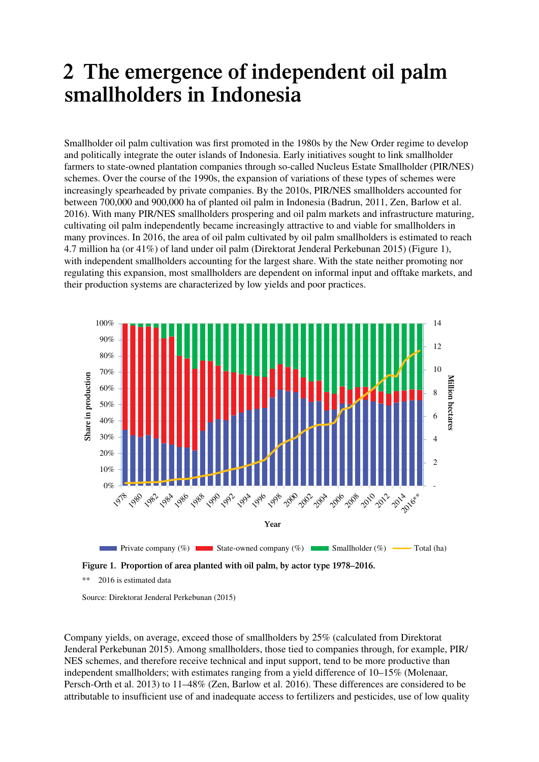# 2 The emergence of independent oil palm smallholders in Indonesia

Smallholder oil palm cultivation was first promoted in the 1980s by the New Order regime to develop and politically integrate the outer islands of Indonesia. Early initiatives sought to link smallholder farmers to state-owned plantation companies through so-called Nucleus Estate Smallholder (PIR/NES) schemes. Over the course of the 1990s, the expansion of variations of these types of schemes were increasingly spearheaded by private companies. By the 2010s, PIR/NES smallholders accounted for between 700,000 and 900,000 ha of planted oil palm in Indonesia (Badrun, 2011, Zen, Barlow et al. 2016). With many PIR/NES smallholders prospering and oil palm markets and infrastructure maturing, cultivating oil palm independently became increasingly attractive to and viable for smallholders in many provinces. In 2016, the area of oil palm cultivated by oil palm smallholders is estimated to reach 4.7 million ha (or 41%) of land under oil palm (Direktorat Jenderal Perkebunan 2015) (Figure 1), with independent smallholders accounting for the largest share. With the state neither promoting nor regulating this expansion, most smallholders are dependent on informal input and offtake markets, and their production systems are characterized by low yields and poor practices.

**Figure 1. Proportion of area planted with oil palm, by actor type 1978–2016.**

** 2016 is estimated data

Source: Direktorat Jenderal Perkebunan (2015)

Company yields, on average, exceed those of smallholders by 25% (calculated from Direktorat Jenderal Perkebunan 2015). Among smallholders, those tied to companies through, for example, PIR/NES schemes, and therefore receive technical and input support, tend to be more productive than independent smallholders; with estimates ranging from a yield difference of 10–15% (Molenaar, Persch-Orth et al. 2013) to 11–48% (Zen, Barlow et al. 2016). These differences are considered to be attributable to insufficient use of and inadequate access to fertilizers and pesticides, use of low quality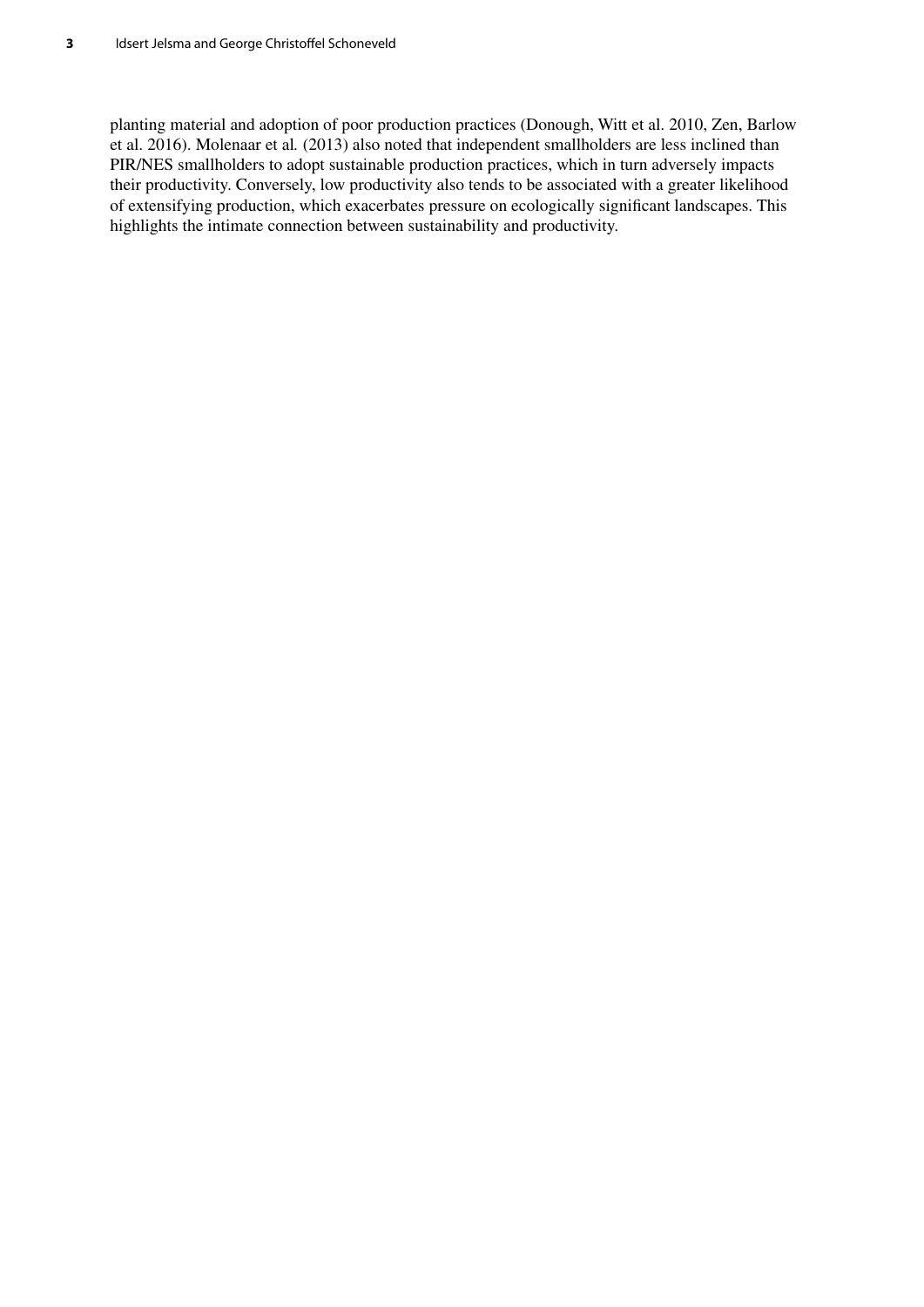planting material and adoption of poor production practices (Donough, Witt et al. 2010, Zen, Barlow et al. 2016). Molenaar et al. (2013) also noted that independent smallholders are less inclined than PIR/NES smallholders to adopt sustainable production practices, which in turn adversely impacts their productivity. Conversely, low productivity also tends to be associated with a greater likelihood of extensifying production, which exacerbates pressure on ecologically significant landscapes. This highlights the intimate connection between sustainability and productivity.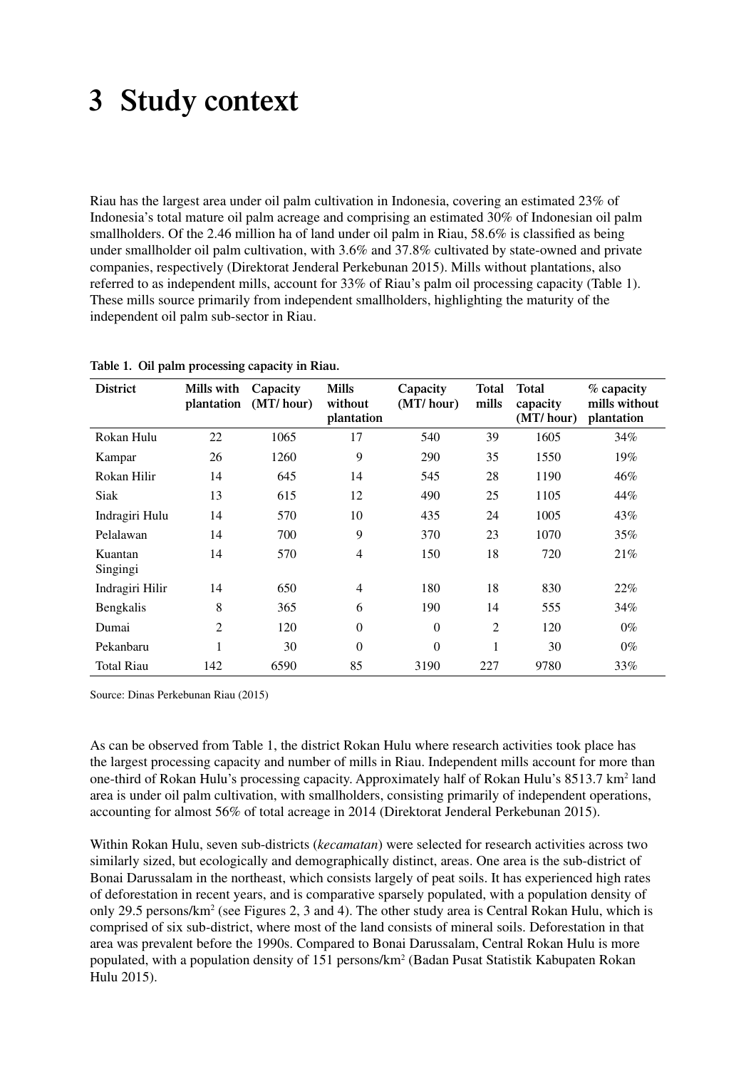# 3 Study context

Riau has the largest area under oil palm cultivation in Indonesia, covering an estimated 23% of Indonesia's total mature oil palm acreage and comprising an estimated 30% of Indonesian oil palm smallholders. Of the 2.46 million ha of land under oil palm in Riau, 58.6% is classified as being under smallholder oil palm cultivation, with 3.6% and 37.8% cultivated by state-owned and private companies, respectively (Direktorat Jenderal Perkebunan 2015). Mills without plantations, also referred to as independent mills, account for 33% of Riau's palm oil processing capacity (Table 1). These mills source primarily from independent smallholders, highlighting the maturity of the independent oil palm sub-sector in Riau.

**Table 1. Oil palm processing capacity in Riau.**

| District | Mills with plantation | Capacity (MT/ hour) | Mills without plantation | Capacity (MT/ hour) | Total mills | Total capacity (MT/ hour) | % capacity mills without plantation |
|---|---|---|---|---|---|---|---|
| Rokan Hulu | 22 | 1065 | 17 | 540 | 39 | 1605 | 34% |
| Kampar | 26 | 1260 | 9 | 290 | 35 | 1550 | 19% |
| Rokan Hilir | 14 | 645 | 14 | 545 | 28 | 1190 | 46% |
| Siak | 13 | 615 | 12 | 490 | 25 | 1105 | 44% |
| Indragiri Hulu | 14 | 570 | 10 | 435 | 24 | 1005 | 43% |
| Pelalawan | 14 | 700 | 9 | 370 | 23 | 1070 | 35% |
| Kuantan Singingi | 14 | 570 | 4 | 150 | 18 | 720 | 21% |
| Indragiri Hilir | 14 | 650 | 4 | 180 | 18 | 830 | 22% |
| Bengkalis | 8 | 365 | 6 | 190 | 14 | 555 | 34% |
| Dumai | 2 | 120 | 0 | 0 | 2 | 120 | 0% |
| Pekanbaru | 1 | 30 | 0 | 0 | 1 | 30 | 0% |
| Total Riau | 142 | 6590 | 85 | 3190 | 227 | 9780 | 33% |

Source: Dinas Perkebunan Riau (2015)

As can be observed from Table 1, the district Rokan Hulu where research activities took place has the largest processing capacity and number of mills in Riau. Independent mills account for more than one-third of Rokan Hulu's processing capacity. Approximately half of Rokan Hulu's 8513.7 km$^2$ land area is under oil palm cultivation, with smallholders, consisting primarily of independent operations, accounting for almost 56% of total acreage in 2014 (Direktorat Jenderal Perkebunan 2015).

Within Rokan Hulu, seven sub-districts (*kecamatan*) were selected for research activities across two similarly sized, but ecologically and demographically distinct, areas. One area is the sub-district of Bonai Darussalam in the northeast, which consists largely of peat soils. It has experienced high rates of deforestation in recent years, and is comparative sparsely populated, with a population density of only 29.5 persons/km$^2$ (see Figures 2, 3 and 4). The other study area is Central Rokan Hulu, which is comprised of six sub-district, where most of the land consists of mineral soils. Deforestation in that area was prevalent before the 1990s. Compared to Bonai Darussalam, Central Rokan Hulu is more populated, with a population density of 151 persons/km$^2$ (Badan Pusat Statistik Kabupaten Rokan Hulu 2015).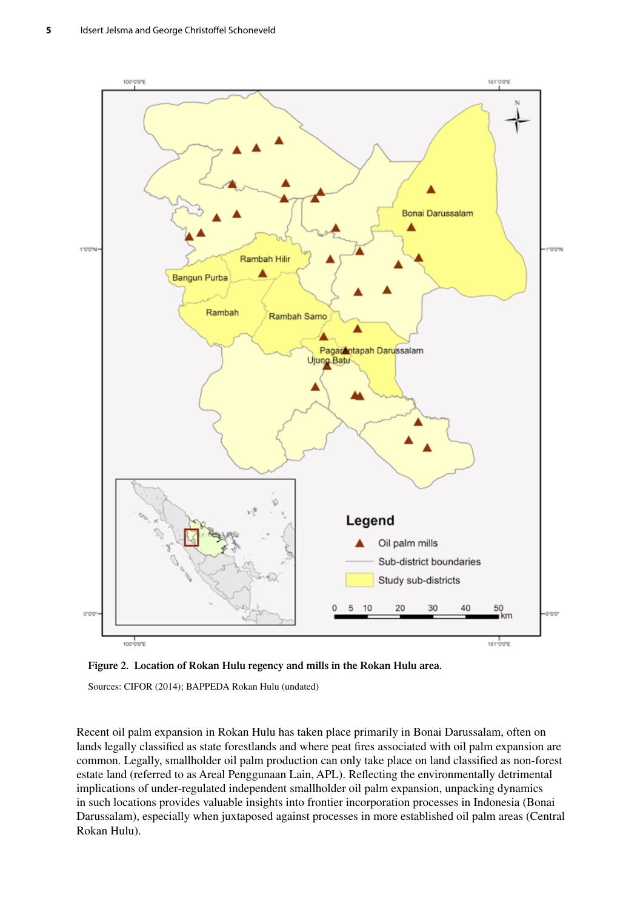**Figure 2. Location of Rokan Hulu regency and mills in the Rokan Hulu area.**

Sources: CIFOR (2014); BAPPEDA Rokan Hulu (undated)

Recent oil palm expansion in Rokan Hulu has taken place primarily in Bonai Darussalam, often on lands legally classified as state forestlands and where peat fires associated with oil palm expansion are common. Legally, smallholder oil palm production can only take place on land classified as non-forest estate land (referred to as Areal Penggunaan Lain, APL). Reflecting the environmentally detrimental implications of under-regulated independent smallholder oil palm expansion, unpacking dynamics in such locations provides valuable insights into frontier incorporation processes in Indonesia (Bonai Darussalam), especially when juxtaposed against processes in more established oil palm areas (Central Rokan Hulu).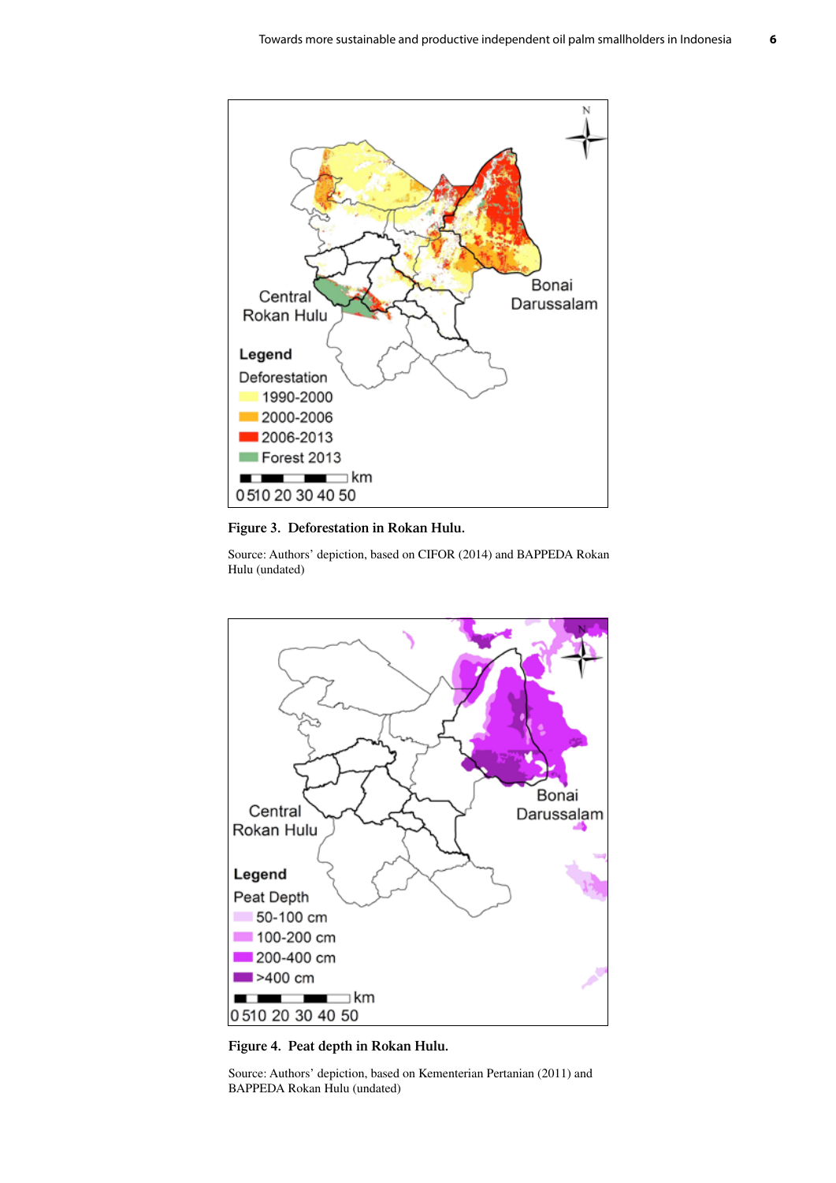**Figure 3. Deforestation in Rokan Hulu.**

Source: Authors' depiction, based on CIFOR (2014) and BAPPEDA Rokan Hulu (undated)

**Figure 4. Peat depth in Rokan Hulu.**

Source: Authors' depiction, based on Kementerian Pertanian (2011) and BAPPEDA Rokan Hulu (undated)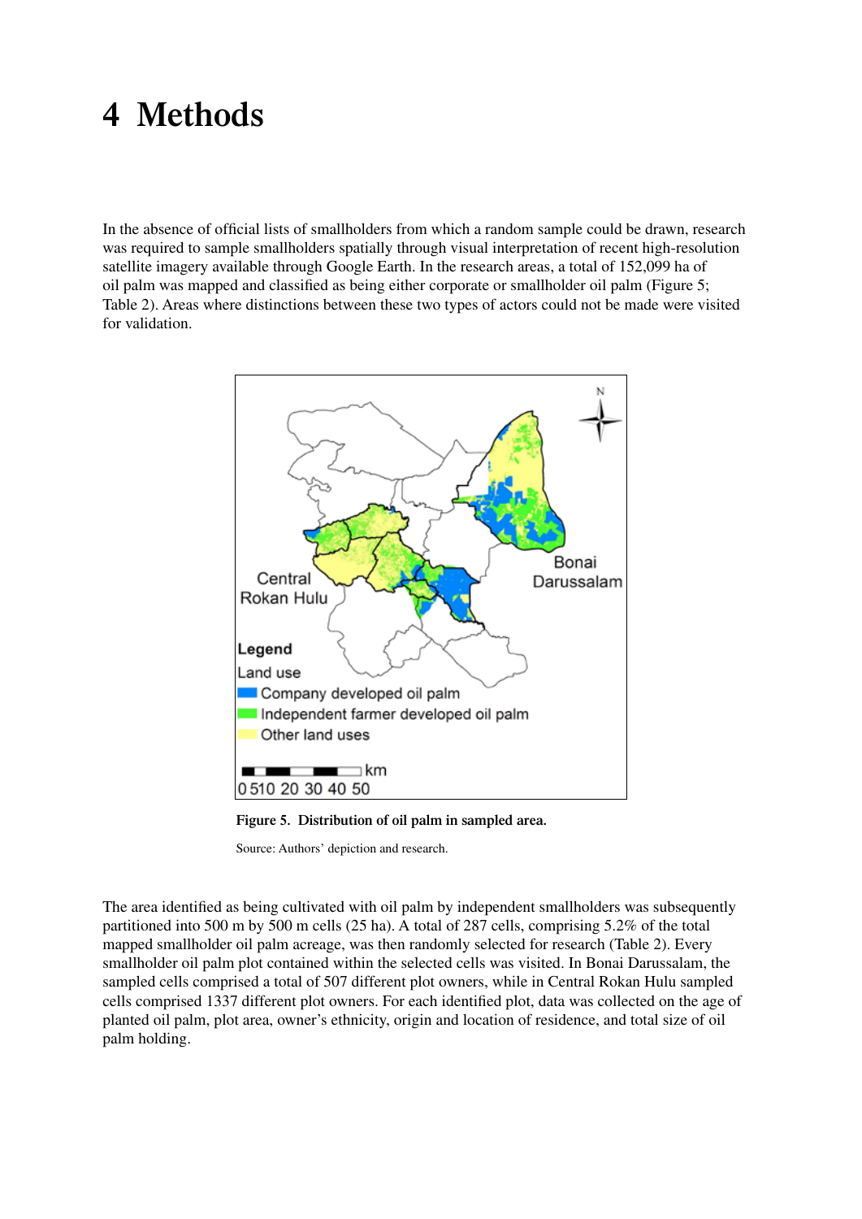# 4 Methods

In the absence of official lists of smallholders from which a random sample could be drawn, research was required to sample smallholders spatially through visual interpretation of recent high-resolution satellite imagery available through Google Earth. In the research areas, a total of 152,099 ha of oil palm was mapped and classified as being either corporate or smallholder oil palm (Figure 5; Table 2). Areas where distinctions between these two types of actors could not be made were visited for validation.

**Figure 5. Distribution of oil palm in sampled area.**

Source: Authors' depiction and research.

The area identified as being cultivated with oil palm by independent smallholders was subsequently partitioned into 500 m by 500 m cells (25 ha). A total of 287 cells, comprising 5.2% of the total mapped smallholder oil palm acreage, was then randomly selected for research (Table 2). Every smallholder oil palm plot contained within the selected cells was visited. In Bonai Darussalam, the sampled cells comprised a total of 507 different plot owners, while in Central Rokan Hulu sampled cells comprised 1337 different plot owners. For each identified plot, data was collected on the age of planted oil palm, plot area, owner's ethnicity, origin and location of residence, and total size of oil palm holding.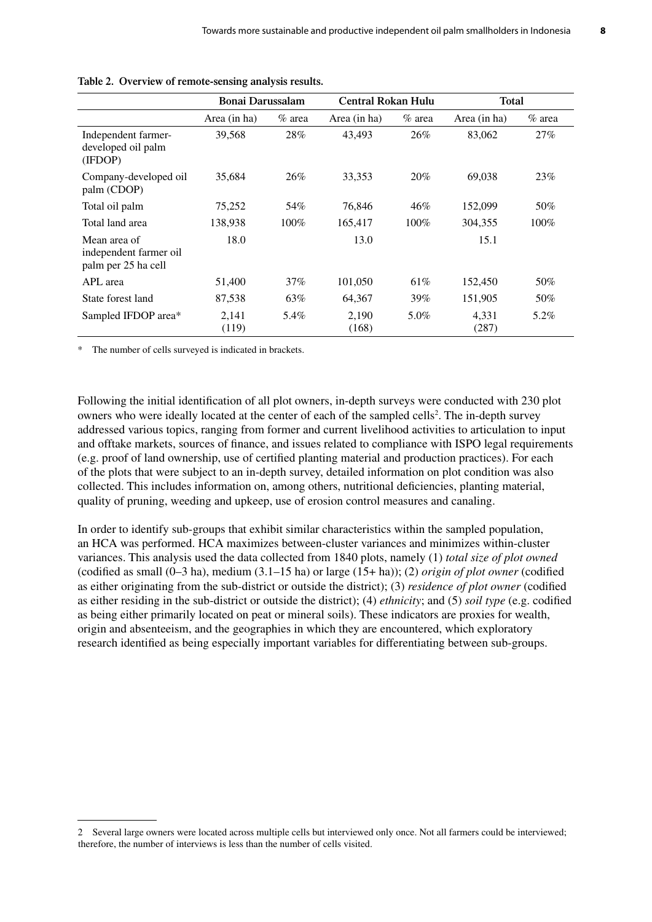**Table 2. Overview of remote-sensing analysis results.**

| | Bonai Darussalam | | Central Rokan Hulu | | Total | |
|---|---|---|---|---|---|---|
| | Area (in ha) | % area | Area (in ha) | % area | Area (in ha) | % area |
| Independent farmer-developed oil palm (IFDOP) | 39,568 | 28% | 43,493 | 26% | 83,062 | 27% |
| Company-developed oil palm (CDOP) | 35,684 | 26% | 33,353 | 20% | 69,038 | 23% |
| Total oil palm | 75,252 | 54% | 76,846 | 46% | 152,099 | 50% |
| Total land area | 138,938 | 100% | 165,417 | 100% | 304,355 | 100% |
| Mean area of independent farmer oil palm per 25 ha cell | 18.0 | | 13.0 | | 15.1 | |
| APL area | 51,400 | 37% | 101,050 | 61% | 152,450 | 50% |
| State forest land | 87,538 | 63% | 64,367 | 39% | 151,905 | 50% |
| Sampled IFDOP area* | 2,141 (119) | 5.4% | 2,190 (168) | 5.0% | 4,331 (287) | 5.2% |

\* The number of cells surveyed is indicated in brackets.

Following the initial identification of all plot owners, in-depth surveys were conducted with 230 plot owners who were ideally located at the center of each of the sampled cells[2]. The in-depth survey addressed various topics, ranging from former and current livelihood activities to articulation to input and offtake markets, sources of finance, and issues related to compliance with ISPO legal requirements (e.g. proof of land ownership, use of certified planting material and production practices). For each of the plots that were subject to an in-depth survey, detailed information on plot condition was also collected. This includes information on, among others, nutritional deficiencies, planting material, quality of pruning, weeding and upkeep, use of erosion control measures and canaling.

In order to identify sub-groups that exhibit similar characteristics within the sampled population, an HCA was performed. HCA maximizes between-cluster variances and minimizes within-cluster variances. This analysis used the data collected from 1840 plots, namely (1) *total size of plot owned* (codified as small (0–3 ha), medium (3.1–15 ha) or large (15+ ha)); (2) *origin of plot owner* (codified as either originating from the sub-district or outside the district); (3) *residence of plot owner* (codified as either residing in the sub-district or outside the district); (4) *ethnicity*; and (5) *soil type* (e.g. codified as being either primarily located on peat or mineral soils). These indicators are proxies for wealth, origin and absenteeism, and the geographies in which they are encountered, which exploratory research identified as being especially important variables for differentiating between sub-groups.

---

2 Several large owners were located across multiple cells but interviewed only once. Not all farmers could be interviewed; therefore, the number of interviews is less than the number of cells visited.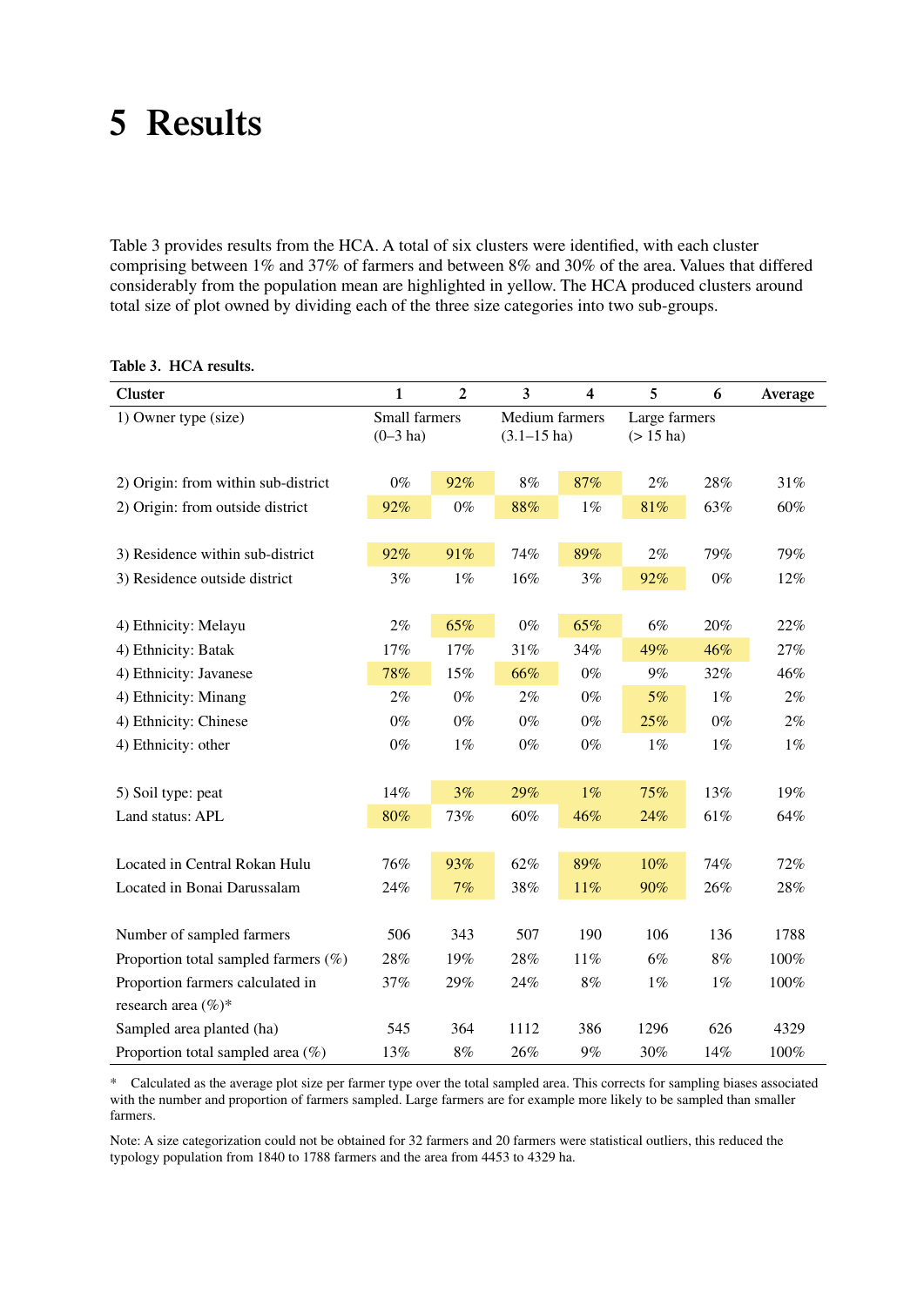# 5 Results

Table 3 provides results from the HCA. A total of six clusters were identified, with each cluster comprising between 1% and 37% of farmers and between 8% and 30% of the area. Values that differed considerably from the population mean are highlighted in yellow. The HCA produced clusters around total size of plot owned by dividing each of the three size categories into two sub-groups.

**Table 3. HCA results.**

| Cluster | 1 | 2 | 3 | 4 | 5 | 6 | Average |
|---|---|---|---|---|---|---|---|
| 1) Owner type (size) | Small farmers (0–3 ha) | | Medium farmers (3.1–15 ha) | | Large farmers (> 15 ha) | | |
| 2) Origin: from within sub-district | 0% | 92% | 8% | 87% | 2% | 28% | 31% |
| 2) Origin: from outside district | 92% | 0% | 88% | 1% | 81% | 63% | 60% |
| 3) Residence within sub-district | 92% | 91% | 74% | 89% | 2% | 79% | 79% |
| 3) Residence outside district | 3% | 1% | 16% | 3% | 92% | 0% | 12% |
| 4) Ethnicity: Melayu | 2% | 65% | 0% | 65% | 6% | 20% | 22% |
| 4) Ethnicity: Batak | 17% | 17% | 31% | 34% | 49% | 46% | 27% |
| 4) Ethnicity: Javanese | 78% | 15% | 66% | 0% | 9% | 32% | 46% |
| 4) Ethnicity: Minang | 2% | 0% | 2% | 0% | 5% | 1% | 2% |
| 4) Ethnicity: Chinese | 0% | 0% | 0% | 0% | 25% | 0% | 2% |
| 4) Ethnicity: other | 0% | 1% | 0% | 0% | 1% | 1% | 1% |
| 5) Soil type: peat | 14% | 3% | 29% | 1% | 75% | 13% | 19% |
| Land status: APL | 80% | 73% | 60% | 46% | 24% | 61% | 64% |
| Located in Central Rokan Hulu | 76% | 93% | 62% | 89% | 10% | 74% | 72% |
| Located in Bonai Darussalam | 24% | 7% | 38% | 11% | 90% | 26% | 28% |
| Number of sampled farmers | 506 | 343 | 507 | 190 | 106 | 136 | 1788 |
| Proportion total sampled farmers (%) | 28% | 19% | 28% | 11% | 6% | 8% | 100% |
| Proportion farmers calculated in research area (%)* | 37% | 29% | 24% | 8% | 1% | 1% | 100% |
| Sampled area planted (ha) | 545 | 364 | 1112 | 386 | 1296 | 626 | 4329 |
| Proportion total sampled area (%) | 13% | 8% | 26% | 9% | 30% | 14% | 100% |

* Calculated as the average plot size per farmer type over the total sampled area. This corrects for sampling biases associated with the number and proportion of farmers sampled. Large farmers are for example more likely to be sampled than smaller farmers.

Note: A size categorization could not be obtained for 32 farmers and 20 farmers were statistical outliers, this reduced the typology population from 1840 to 1788 farmers and the area from 4453 to 4329 ha.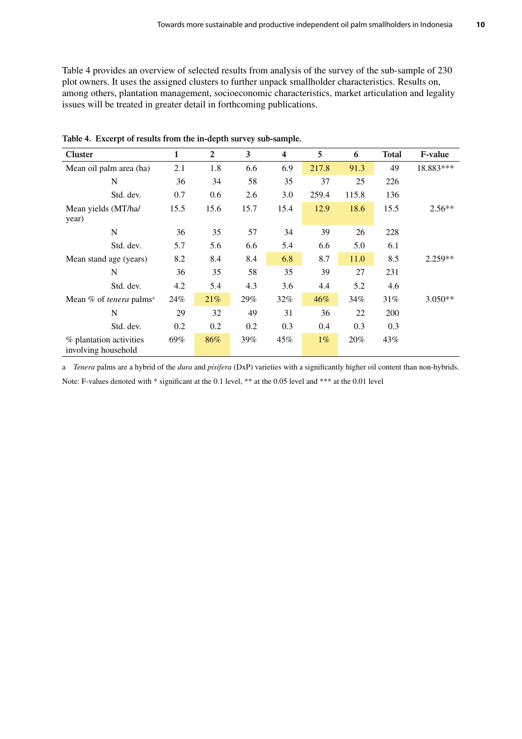Table 4 provides an overview of selected results from analysis of the survey of the sub-sample of 230 plot owners. It uses the assigned clusters to further unpack smallholder characteristics. Results on, among others, plantation management, socioeconomic characteristics, market articulation and legality issues will be treated in greater detail in forthcoming publications.

**Table 4. Excerpt of results from the in-depth survey sub-sample.**

| Cluster | 1 | 2 | 3 | 4 | 5 | 6 | Total | F-value |
|---|---|---|---|---|---|---|---|---|
| Mean oil palm area (ha) | 2.1 | 1.8 | 6.6 | 6.9 | 217.8 | 91.3 | 49 | 18.883*** |
| N | 36 | 34 | 58 | 35 | 37 | 25 | 226 | |
| Std. dev. | 0.7 | 0.6 | 2.6 | 3.0 | 259.4 | 115.8 | 136 | |
| Mean yields (MT/ha/year) | 15.5 | 15.6 | 15.7 | 15.4 | 12.9 | 18.6 | 15.5 | 2.56** |
| N | 36 | 35 | 57 | 34 | 39 | 26 | 228 | |
| Std. dev. | 5.7 | 5.6 | 6.6 | 5.4 | 6.6 | 5.0 | 6.1 | |
| Mean stand age (years) | 8.2 | 8.4 | 8.4 | 6.8 | 8.7 | 11.0 | 8.5 | 2.259** |
| N | 36 | 35 | 58 | 35 | 39 | 27 | 231 | |
| Std. dev. | 4.2 | 5.4 | 4.3 | 3.6 | 4.4 | 5.2 | 4.6 | |
| Mean % of *tenera* palms[a] | 24% | 21% | 29% | 32% | 46% | 34% | 31% | 3.050** |
| N | 29 | 32 | 49 | 31 | 36 | 22 | 200 | |
| Std. dev. | 0.2 | 0.2 | 0.2 | 0.3 | 0.4 | 0.3 | 0.3 | |
| % plantation activities involving household | 69% | 86% | 39% | 45% | 1% | 20% | 43% | |

a *Tenera* palms are a hybrid of the *dura* and *pisifera* (DxP) varieties with a significantly higher oil content than non-hybrids.

Note: F-values denoted with * significant at the 0.1 level, ** at the 0.05 level and *** at the 0.01 level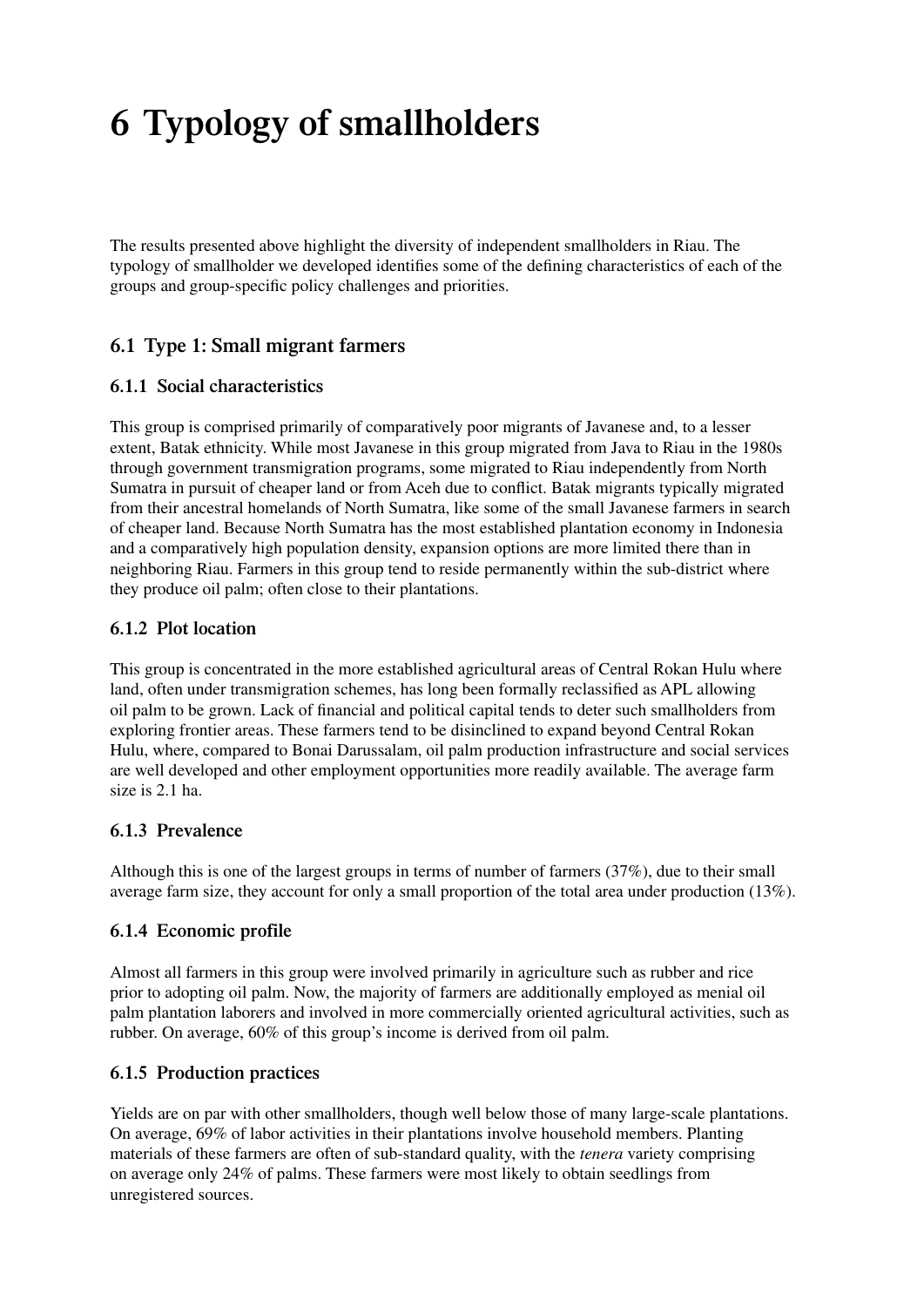# 6 Typology of smallholders

The results presented above highlight the diversity of independent smallholders in Riau. The typology of smallholder we developed identifies some of the defining characteristics of each of the groups and group-specific policy challenges and priorities.

## 6.1 Type 1: Small migrant farmers

### 6.1.1 Social characteristics

This group is comprised primarily of comparatively poor migrants of Javanese and, to a lesser extent, Batak ethnicity. While most Javanese in this group migrated from Java to Riau in the 1980s through government transmigration programs, some migrated to Riau independently from North Sumatra in pursuit of cheaper land or from Aceh due to conflict. Batak migrants typically migrated from their ancestral homelands of North Sumatra, like some of the small Javanese farmers in search of cheaper land. Because North Sumatra has the most established plantation economy in Indonesia and a comparatively high population density, expansion options are more limited there than in neighboring Riau. Farmers in this group tend to reside permanently within the sub-district where they produce oil palm; often close to their plantations.

### 6.1.2 Plot location

This group is concentrated in the more established agricultural areas of Central Rokan Hulu where land, often under transmigration schemes, has long been formally reclassified as APL allowing oil palm to be grown. Lack of financial and political capital tends to deter such smallholders from exploring frontier areas. These farmers tend to be disinclined to expand beyond Central Rokan Hulu, where, compared to Bonai Darussalam, oil palm production infrastructure and social services are well developed and other employment opportunities more readily available. The average farm size is 2.1 ha.

### 6.1.3 Prevalence

Although this is one of the largest groups in terms of number of farmers (37%), due to their small average farm size, they account for only a small proportion of the total area under production (13%).

### 6.1.4 Economic profile

Almost all farmers in this group were involved primarily in agriculture such as rubber and rice prior to adopting oil palm. Now, the majority of farmers are additionally employed as menial oil palm plantation laborers and involved in more commercially oriented agricultural activities, such as rubber. On average, 60% of this group's income is derived from oil palm.

### 6.1.5 Production practices

Yields are on par with other smallholders, though well below those of many large-scale plantations. On average, 69% of labor activities in their plantations involve household members. Planting materials of these farmers are often of sub-standard quality, with the *tenera* variety comprising on average only 24% of palms. These farmers were most likely to obtain seedlings from unregistered sources.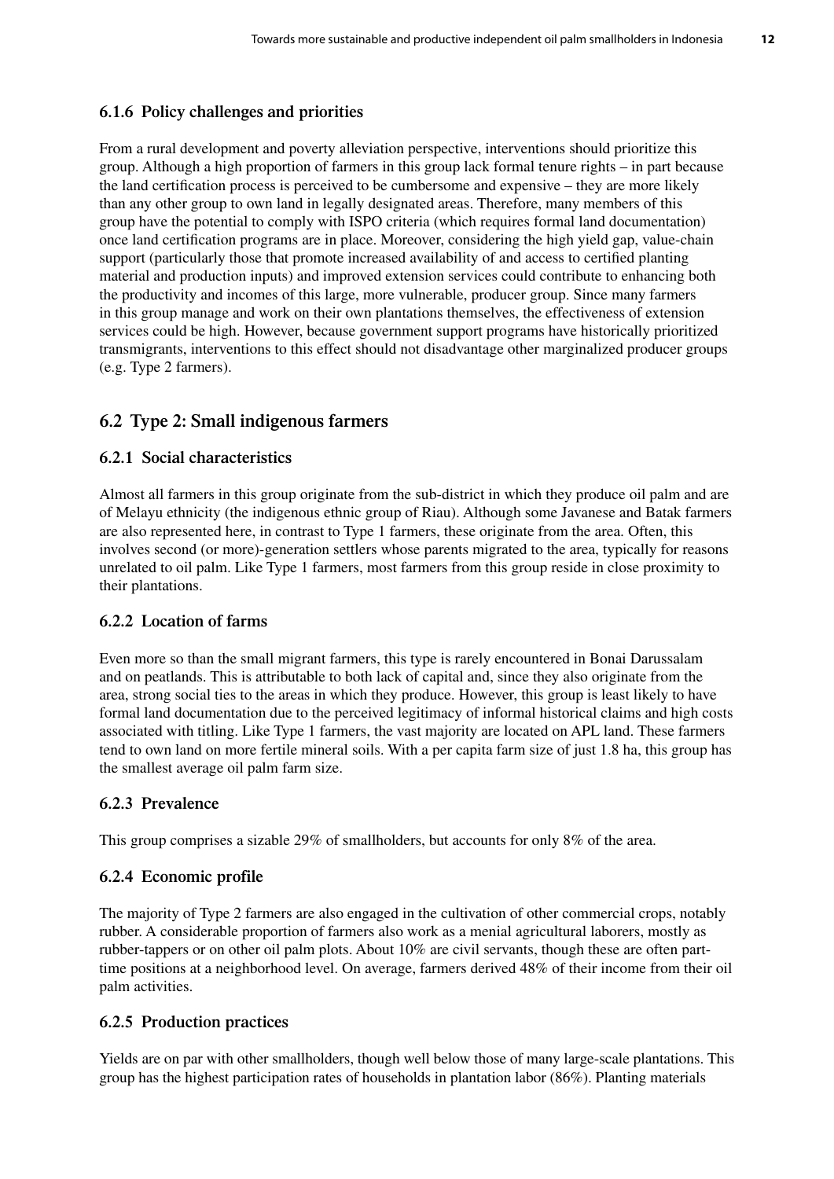### 6.1.6 Policy challenges and priorities

From a rural development and poverty alleviation perspective, interventions should prioritize this group. Although a high proportion of farmers in this group lack formal tenure rights – in part because the land certification process is perceived to be cumbersome and expensive – they are more likely than any other group to own land in legally designated areas. Therefore, many members of this group have the potential to comply with ISPO criteria (which requires formal land documentation) once land certification programs are in place. Moreover, considering the high yield gap, value-chain support (particularly those that promote increased availability of and access to certified planting material and production inputs) and improved extension services could contribute to enhancing both the productivity and incomes of this large, more vulnerable, producer group. Since many farmers in this group manage and work on their own plantations themselves, the effectiveness of extension services could be high. However, because government support programs have historically prioritized transmigrants, interventions to this effect should not disadvantage other marginalized producer groups (e.g. Type 2 farmers).

## 6.2 Type 2: Small indigenous farmers

### 6.2.1 Social characteristics

Almost all farmers in this group originate from the sub-district in which they produce oil palm and are of Melayu ethnicity (the indigenous ethnic group of Riau). Although some Javanese and Batak farmers are also represented here, in contrast to Type 1 farmers, these originate from the area. Often, this involves second (or more)-generation settlers whose parents migrated to the area, typically for reasons unrelated to oil palm. Like Type 1 farmers, most farmers from this group reside in close proximity to their plantations.

### 6.2.2 Location of farms

Even more so than the small migrant farmers, this type is rarely encountered in Bonai Darussalam and on peatlands. This is attributable to both lack of capital and, since they also originate from the area, strong social ties to the areas in which they produce. However, this group is least likely to have formal land documentation due to the perceived legitimacy of informal historical claims and high costs associated with titling. Like Type 1 farmers, the vast majority are located on APL land. These farmers tend to own land on more fertile mineral soils. With a per capita farm size of just 1.8 ha, this group has the smallest average oil palm farm size.

### 6.2.3 Prevalence

This group comprises a sizable 29% of smallholders, but accounts for only 8% of the area.

### 6.2.4 Economic profile

The majority of Type 2 farmers are also engaged in the cultivation of other commercial crops, notably rubber. A considerable proportion of farmers also work as a menial agricultural laborers, mostly as rubber-tappers or on other oil palm plots. About 10% are civil servants, though these are often part-time positions at a neighborhood level. On average, farmers derived 48% of their income from their oil palm activities.

### 6.2.5 Production practices

Yields are on par with other smallholders, though well below those of many large-scale plantations. This group has the highest participation rates of households in plantation labor (86%). Planting materials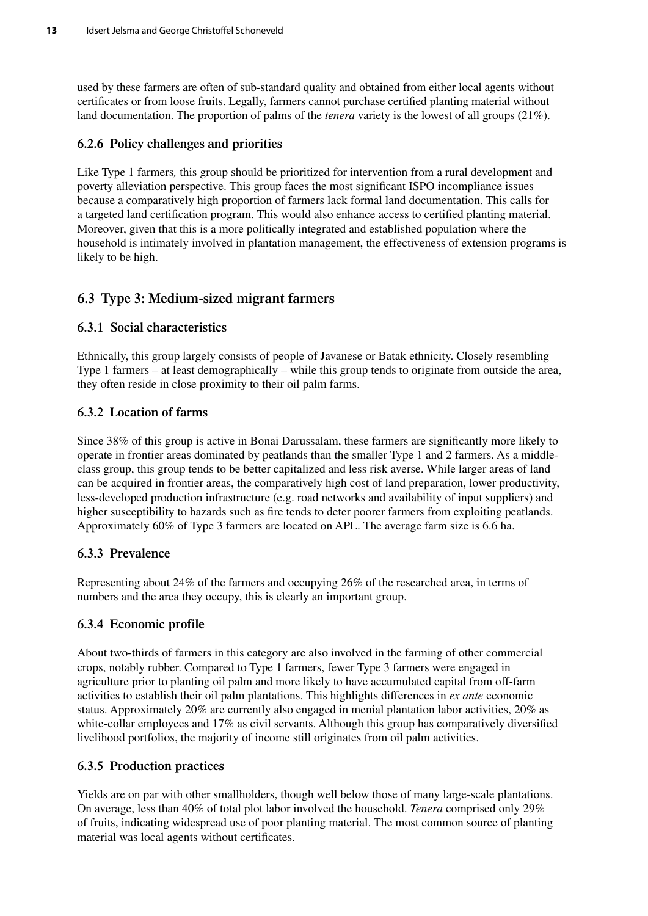used by these farmers are often of sub-standard quality and obtained from either local agents without certificates or from loose fruits. Legally, farmers cannot purchase certified planting material without land documentation. The proportion of palms of the *tenera* variety is the lowest of all groups (21%).

### 6.2.6 Policy challenges and priorities

Like Type 1 farmers*,* this group should be prioritized for intervention from a rural development and poverty alleviation perspective. This group faces the most significant ISPO incompliance issues because a comparatively high proportion of farmers lack formal land documentation. This calls for a targeted land certification program. This would also enhance access to certified planting material. Moreover, given that this is a more politically integrated and established population where the household is intimately involved in plantation management, the effectiveness of extension programs is likely to be high.

## 6.3 Type 3: Medium-sized migrant farmers

### 6.3.1 Social characteristics

Ethnically, this group largely consists of people of Javanese or Batak ethnicity. Closely resembling Type 1 farmers – at least demographically – while this group tends to originate from outside the area, they often reside in close proximity to their oil palm farms.

### 6.3.2 Location of farms

Since 38% of this group is active in Bonai Darussalam, these farmers are significantly more likely to operate in frontier areas dominated by peatlands than the smaller Type 1 and 2 farmers. As a middle-class group, this group tends to be better capitalized and less risk averse. While larger areas of land can be acquired in frontier areas, the comparatively high cost of land preparation, lower productivity, less-developed production infrastructure (e.g. road networks and availability of input suppliers) and higher susceptibility to hazards such as fire tends to deter poorer farmers from exploiting peatlands. Approximately 60% of Type 3 farmers are located on APL. The average farm size is 6.6 ha.

### 6.3.3 Prevalence

Representing about 24% of the farmers and occupying 26% of the researched area, in terms of numbers and the area they occupy, this is clearly an important group.

### 6.3.4 Economic profile

About two-thirds of farmers in this category are also involved in the farming of other commercial crops, notably rubber. Compared to Type 1 farmers, fewer Type 3 farmers were engaged in agriculture prior to planting oil palm and more likely to have accumulated capital from off-farm activities to establish their oil palm plantations. This highlights differences in *ex ante* economic status. Approximately 20% are currently also engaged in menial plantation labor activities, 20% as white-collar employees and 17% as civil servants. Although this group has comparatively diversified livelihood portfolios, the majority of income still originates from oil palm activities.

### 6.3.5 Production practices

Yields are on par with other smallholders, though well below those of many large-scale plantations. On average, less than 40% of total plot labor involved the household. *Tenera* comprised only 29% of fruits, indicating widespread use of poor planting material. The most common source of planting material was local agents without certificates.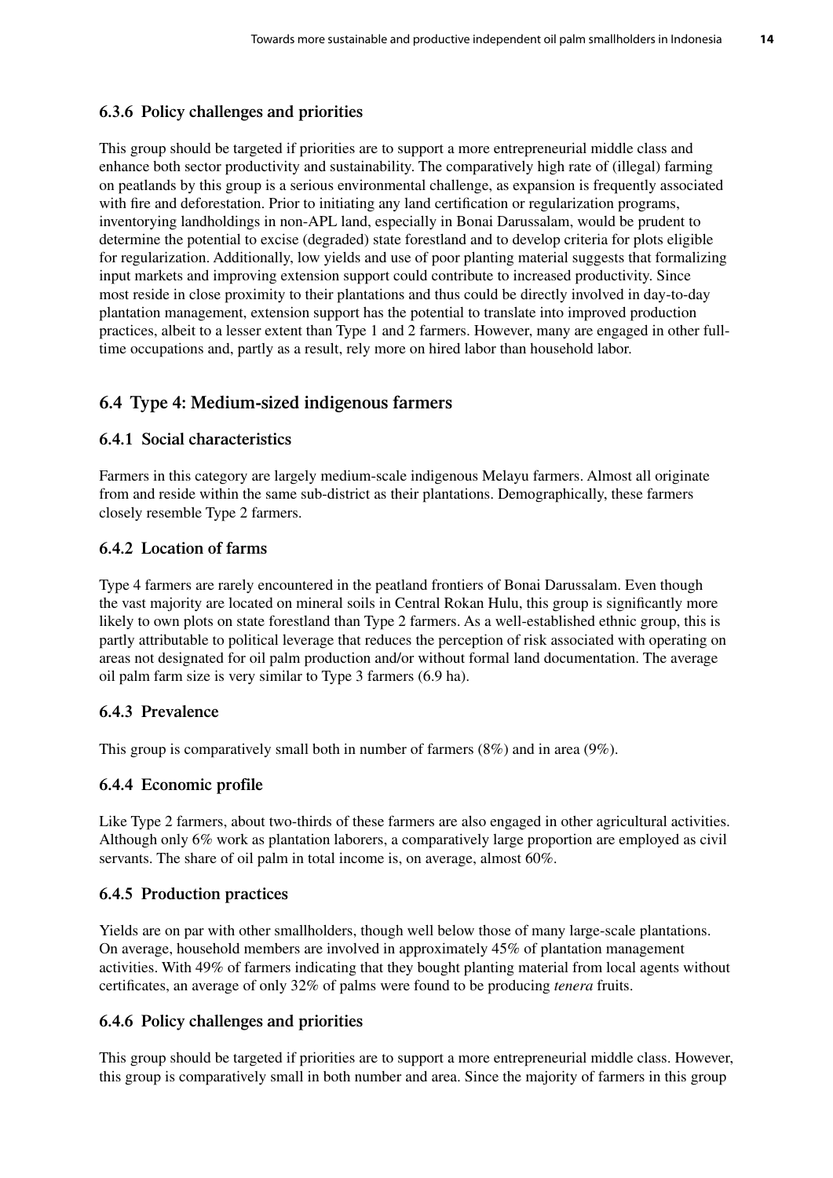### 6.3.6 Policy challenges and priorities

This group should be targeted if priorities are to support a more entrepreneurial middle class and enhance both sector productivity and sustainability. The comparatively high rate of (illegal) farming on peatlands by this group is a serious environmental challenge, as expansion is frequently associated with fire and deforestation. Prior to initiating any land certification or regularization programs, inventorying landholdings in non-APL land, especially in Bonai Darussalam, would be prudent to determine the potential to excise (degraded) state forestland and to develop criteria for plots eligible for regularization. Additionally, low yields and use of poor planting material suggests that formalizing input markets and improving extension support could contribute to increased productivity. Since most reside in close proximity to their plantations and thus could be directly involved in day-to-day plantation management, extension support has the potential to translate into improved production practices, albeit to a lesser extent than Type 1 and 2 farmers. However, many are engaged in other full-time occupations and, partly as a result, rely more on hired labor than household labor.

## 6.4 Type 4: Medium-sized indigenous farmers

### 6.4.1 Social characteristics

Farmers in this category are largely medium-scale indigenous Melayu farmers. Almost all originate from and reside within the same sub-district as their plantations. Demographically, these farmers closely resemble Type 2 farmers.

### 6.4.2 Location of farms

Type 4 farmers are rarely encountered in the peatland frontiers of Bonai Darussalam. Even though the vast majority are located on mineral soils in Central Rokan Hulu, this group is significantly more likely to own plots on state forestland than Type 2 farmers. As a well-established ethnic group, this is partly attributable to political leverage that reduces the perception of risk associated with operating on areas not designated for oil palm production and/or without formal land documentation. The average oil palm farm size is very similar to Type 3 farmers (6.9 ha).

### 6.4.3 Prevalence

This group is comparatively small both in number of farmers (8%) and in area (9%).

### 6.4.4 Economic profile

Like Type 2 farmers, about two-thirds of these farmers are also engaged in other agricultural activities. Although only 6% work as plantation laborers, a comparatively large proportion are employed as civil servants. The share of oil palm in total income is, on average, almost 60%.

### 6.4.5 Production practices

Yields are on par with other smallholders, though well below those of many large-scale plantations. On average, household members are involved in approximately 45% of plantation management activities. With 49% of farmers indicating that they bought planting material from local agents without certificates, an average of only 32% of palms were found to be producing *tenera* fruits.

### 6.4.6 Policy challenges and priorities

This group should be targeted if priorities are to support a more entrepreneurial middle class. However, this group is comparatively small in both number and area. Since the majority of farmers in this group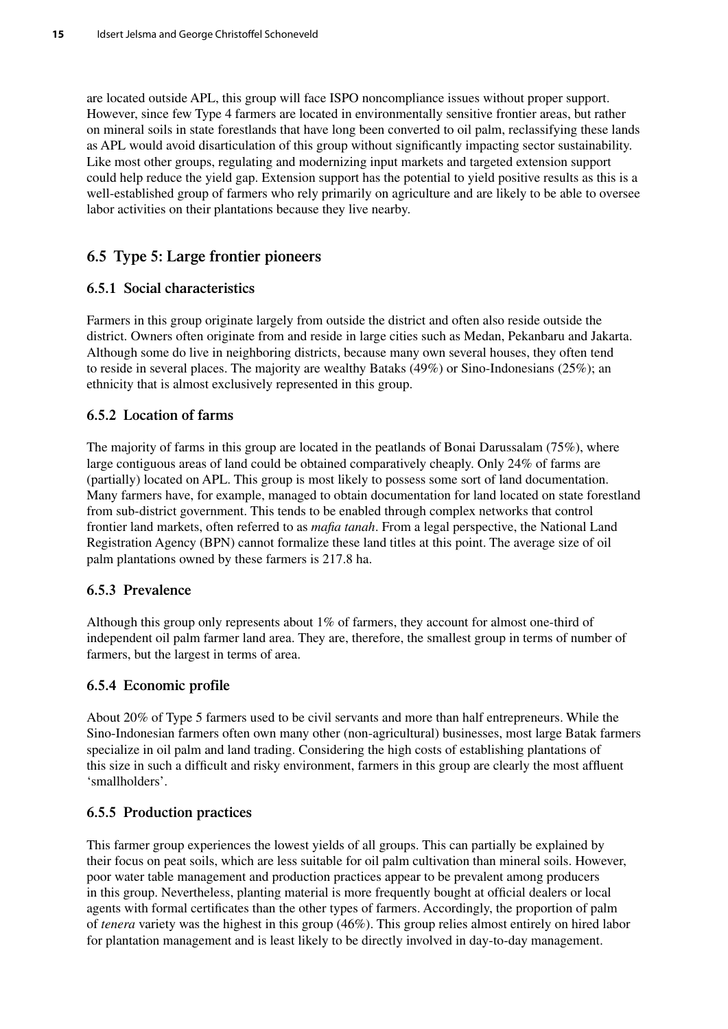are located outside APL, this group will face ISPO noncompliance issues without proper support. However, since few Type 4 farmers are located in environmentally sensitive frontier areas, but rather on mineral soils in state forestlands that have long been converted to oil palm, reclassifying these lands as APL would avoid disarticulation of this group without significantly impacting sector sustainability. Like most other groups, regulating and modernizing input markets and targeted extension support could help reduce the yield gap. Extension support has the potential to yield positive results as this is a well-established group of farmers who rely primarily on agriculture and are likely to be able to oversee labor activities on their plantations because they live nearby.

## 6.5 Type 5: Large frontier pioneers

### 6.5.1 Social characteristics

Farmers in this group originate largely from outside the district and often also reside outside the district. Owners often originate from and reside in large cities such as Medan, Pekanbaru and Jakarta. Although some do live in neighboring districts, because many own several houses, they often tend to reside in several places. The majority are wealthy Bataks (49%) or Sino-Indonesians (25%); an ethnicity that is almost exclusively represented in this group.

### 6.5.2 Location of farms

The majority of farms in this group are located in the peatlands of Bonai Darussalam (75%), where large contiguous areas of land could be obtained comparatively cheaply. Only 24% of farms are (partially) located on APL. This group is most likely to possess some sort of land documentation. Many farmers have, for example, managed to obtain documentation for land located on state forestland from sub-district government. This tends to be enabled through complex networks that control frontier land markets, often referred to as *mafia tanah*. From a legal perspective, the National Land Registration Agency (BPN) cannot formalize these land titles at this point. The average size of oil palm plantations owned by these farmers is 217.8 ha.

### 6.5.3 Prevalence

Although this group only represents about 1% of farmers, they account for almost one-third of independent oil palm farmer land area. They are, therefore, the smallest group in terms of number of farmers, but the largest in terms of area.

### 6.5.4 Economic profile

About 20% of Type 5 farmers used to be civil servants and more than half entrepreneurs. While the Sino-Indonesian farmers often own many other (non-agricultural) businesses, most large Batak farmers specialize in oil palm and land trading. Considering the high costs of establishing plantations of this size in such a difficult and risky environment, farmers in this group are clearly the most affluent 'smallholders'.

### 6.5.5 Production practices

This farmer group experiences the lowest yields of all groups. This can partially be explained by their focus on peat soils, which are less suitable for oil palm cultivation than mineral soils. However, poor water table management and production practices appear to be prevalent among producers in this group. Nevertheless, planting material is more frequently bought at official dealers or local agents with formal certificates than the other types of farmers. Accordingly, the proportion of palm of *tenera* variety was the highest in this group (46%). This group relies almost entirely on hired labor for plantation management and is least likely to be directly involved in day-to-day management.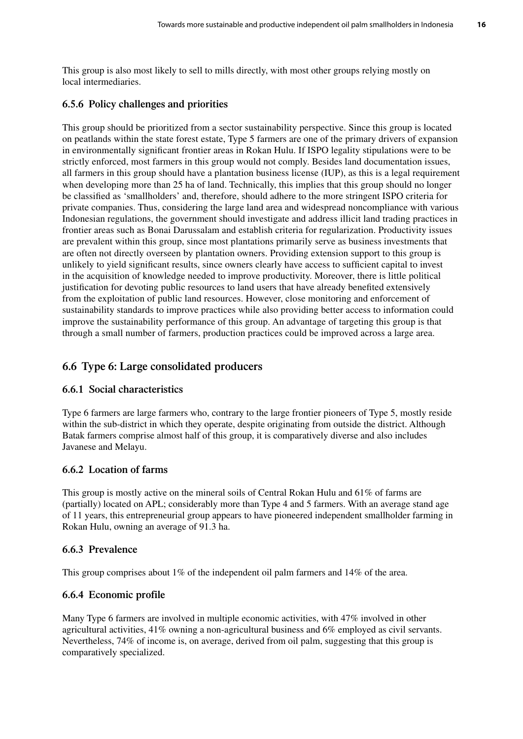This group is also most likely to sell to mills directly, with most other groups relying mostly on local intermediaries.

### 6.5.6 Policy challenges and priorities

This group should be prioritized from a sector sustainability perspective. Since this group is located on peatlands within the state forest estate, Type 5 farmers are one of the primary drivers of expansion in environmentally significant frontier areas in Rokan Hulu. If ISPO legality stipulations were to be strictly enforced, most farmers in this group would not comply. Besides land documentation issues, all farmers in this group should have a plantation business license (IUP), as this is a legal requirement when developing more than 25 ha of land. Technically, this implies that this group should no longer be classified as 'smallholders' and, therefore, should adhere to the more stringent ISPO criteria for private companies. Thus, considering the large land area and widespread noncompliance with various Indonesian regulations, the government should investigate and address illicit land trading practices in frontier areas such as Bonai Darussalam and establish criteria for regularization. Productivity issues are prevalent within this group, since most plantations primarily serve as business investments that are often not directly overseen by plantation owners. Providing extension support to this group is unlikely to yield significant results, since owners clearly have access to sufficient capital to invest in the acquisition of knowledge needed to improve productivity. Moreover, there is little political justification for devoting public resources to land users that have already benefited extensively from the exploitation of public land resources. However, close monitoring and enforcement of sustainability standards to improve practices while also providing better access to information could improve the sustainability performance of this group. An advantage of targeting this group is that through a small number of farmers, production practices could be improved across a large area.

## 6.6 Type 6: Large consolidated producers

### 6.6.1 Social characteristics

Type 6 farmers are large farmers who, contrary to the large frontier pioneers of Type 5, mostly reside within the sub-district in which they operate, despite originating from outside the district. Although Batak farmers comprise almost half of this group, it is comparatively diverse and also includes Javanese and Melayu.

### 6.6.2 Location of farms

This group is mostly active on the mineral soils of Central Rokan Hulu and 61% of farms are (partially) located on APL; considerably more than Type 4 and 5 farmers. With an average stand age of 11 years, this entrepreneurial group appears to have pioneered independent smallholder farming in Rokan Hulu, owning an average of 91.3 ha.

### 6.6.3 Prevalence

This group comprises about 1% of the independent oil palm farmers and 14% of the area.

### 6.6.4 Economic profile

Many Type 6 farmers are involved in multiple economic activities, with 47% involved in other agricultural activities, 41% owning a non-agricultural business and 6% employed as civil servants. Nevertheless, 74% of income is, on average, derived from oil palm, suggesting that this group is comparatively specialized.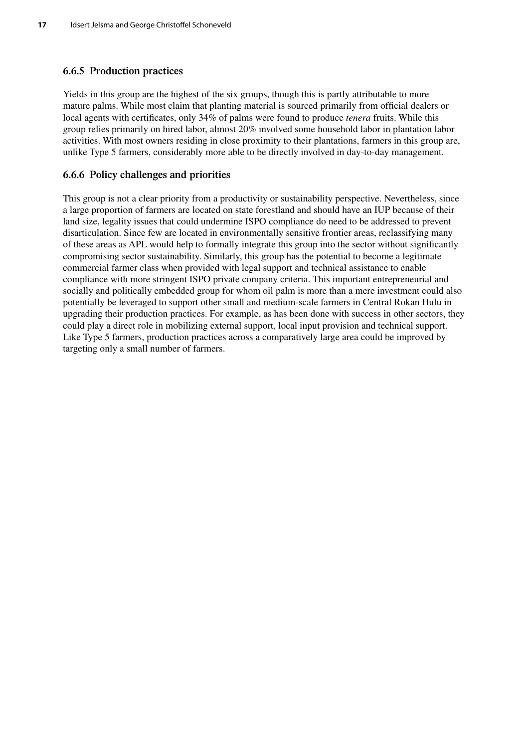### 6.6.5 Production practices

Yields in this group are the highest of the six groups, though this is partly attributable to more mature palms. While most claim that planting material is sourced primarily from official dealers or local agents with certificates, only 34% of palms were found to produce *tenera* fruits. While this group relies primarily on hired labor, almost 20% involved some household labor in plantation labor activities. With most owners residing in close proximity to their plantations, farmers in this group are, unlike Type 5 farmers, considerably more able to be directly involved in day-to-day management.

### 6.6.6 Policy challenges and priorities

This group is not a clear priority from a productivity or sustainability perspective. Nevertheless, since a large proportion of farmers are located on state forestland and should have an IUP because of their land size, legality issues that could undermine ISPO compliance do need to be addressed to prevent disarticulation. Since few are located in environmentally sensitive frontier areas, reclassifying many of these areas as APL would help to formally integrate this group into the sector without significantly compromising sector sustainability. Similarly, this group has the potential to become a legitimate commercial farmer class when provided with legal support and technical assistance to enable compliance with more stringent ISPO private company criteria. This important entrepreneurial and socially and politically embedded group for whom oil palm is more than a mere investment could also potentially be leveraged to support other small and medium-scale farmers in Central Rokan Hulu in upgrading their production practices. For example, as has been done with success in other sectors, they could play a direct role in mobilizing external support, local input provision and technical support. Like Type 5 farmers, production practices across a comparatively large area could be improved by targeting only a small number of farmers.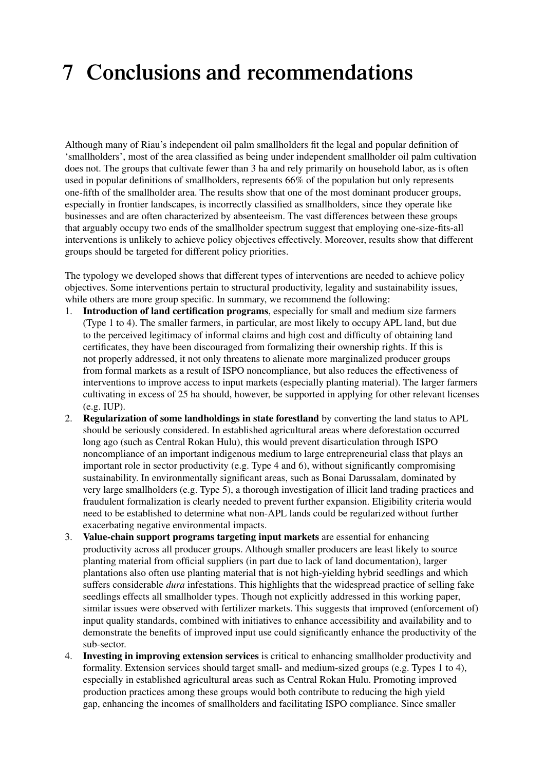# 7 Conclusions and recommendations

Although many of Riau's independent oil palm smallholders fit the legal and popular definition of 'smallholders', most of the area classified as being under independent smallholder oil palm cultivation does not. The groups that cultivate fewer than 3 ha and rely primarily on household labor, as is often used in popular definitions of smallholders, represents 66% of the population but only represents one-fifth of the smallholder area. The results show that one of the most dominant producer groups, especially in frontier landscapes, is incorrectly classified as smallholders, since they operate like businesses and are often characterized by absenteeism. The vast differences between these groups that arguably occupy two ends of the smallholder spectrum suggest that employing one-size-fits-all interventions is unlikely to achieve policy objectives effectively. Moreover, results show that different groups should be targeted for different policy priorities.

The typology we developed shows that different types of interventions are needed to achieve policy objectives. Some interventions pertain to structural productivity, legality and sustainability issues, while others are more group specific. In summary, we recommend the following:

1. **Introduction of land certification programs**, especially for small and medium size farmers (Type 1 to 4). The smaller farmers, in particular, are most likely to occupy APL land, but due to the perceived legitimacy of informal claims and high cost and difficulty of obtaining land certificates, they have been discouraged from formalizing their ownership rights. If this is not properly addressed, it not only threatens to alienate more marginalized producer groups from formal markets as a result of ISPO noncompliance, but also reduces the effectiveness of interventions to improve access to input markets (especially planting material). The larger farmers cultivating in excess of 25 ha should, however, be supported in applying for other relevant licenses (e.g. IUP).
2. **Regularization of some landholdings in state forestland** by converting the land status to APL should be seriously considered. In established agricultural areas where deforestation occurred long ago (such as Central Rokan Hulu), this would prevent disarticulation through ISPO noncompliance of an important indigenous medium to large entrepreneurial class that plays an important role in sector productivity (e.g. Type 4 and 6), without significantly compromising sustainability. In environmentally significant areas, such as Bonai Darussalam, dominated by very large smallholders (e.g. Type 5), a thorough investigation of illicit land trading practices and fraudulent formalization is clearly needed to prevent further expansion. Eligibility criteria would need to be established to determine what non-APL lands could be regularized without further exacerbating negative environmental impacts.
3. **Value-chain support programs targeting input markets** are essential for enhancing productivity across all producer groups. Although smaller producers are least likely to source planting material from official suppliers (in part due to lack of land documentation), larger plantations also often use planting material that is not high-yielding hybrid seedlings and which suffers considerable *dura* infestations. This highlights that the widespread practice of selling fake seedlings effects all smallholder types. Though not explicitly addressed in this working paper, similar issues were observed with fertilizer markets. This suggests that improved (enforcement of) input quality standards, combined with initiatives to enhance accessibility and availability and to demonstrate the benefits of improved input use could significantly enhance the productivity of the sub-sector.
4. **Investing in improving extension services** is critical to enhancing smallholder productivity and formality. Extension services should target small- and medium-sized groups (e.g. Types 1 to 4), especially in established agricultural areas such as Central Rokan Hulu. Promoting improved production practices among these groups would both contribute to reducing the high yield gap, enhancing the incomes of smallholders and facilitating ISPO compliance. Since smaller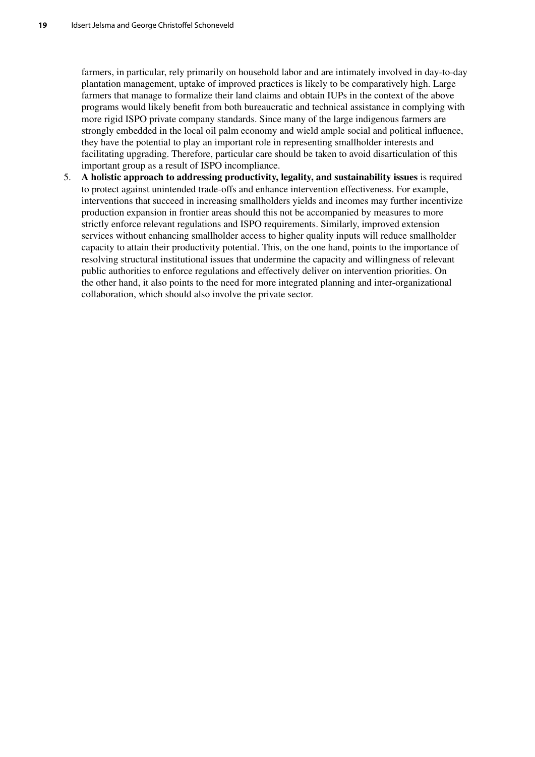farmers, in particular, rely primarily on household labor and are intimately involved in day-to-day plantation management, uptake of improved practices is likely to be comparatively high. Large farmers that manage to formalize their land claims and obtain IUPs in the context of the above programs would likely benefit from both bureaucratic and technical assistance in complying with more rigid ISPO private company standards. Since many of the large indigenous farmers are strongly embedded in the local oil palm economy and wield ample social and political influence, they have the potential to play an important role in representing smallholder interests and facilitating upgrading. Therefore, particular care should be taken to avoid disarticulation of this important group as a result of ISPO incompliance.

5. **A holistic approach to addressing productivity, legality, and sustainability issues** is required to protect against unintended trade-offs and enhance intervention effectiveness. For example, interventions that succeed in increasing smallholders yields and incomes may further incentivize production expansion in frontier areas should this not be accompanied by measures to more strictly enforce relevant regulations and ISPO requirements. Similarly, improved extension services without enhancing smallholder access to higher quality inputs will reduce smallholder capacity to attain their productivity potential. This, on the one hand, points to the importance of resolving structural institutional issues that undermine the capacity and willingness of relevant public authorities to enforce regulations and effectively deliver on intervention priorities. On the other hand, it also points to the need for more integrated planning and inter-organizational collaboration, which should also involve the private sector.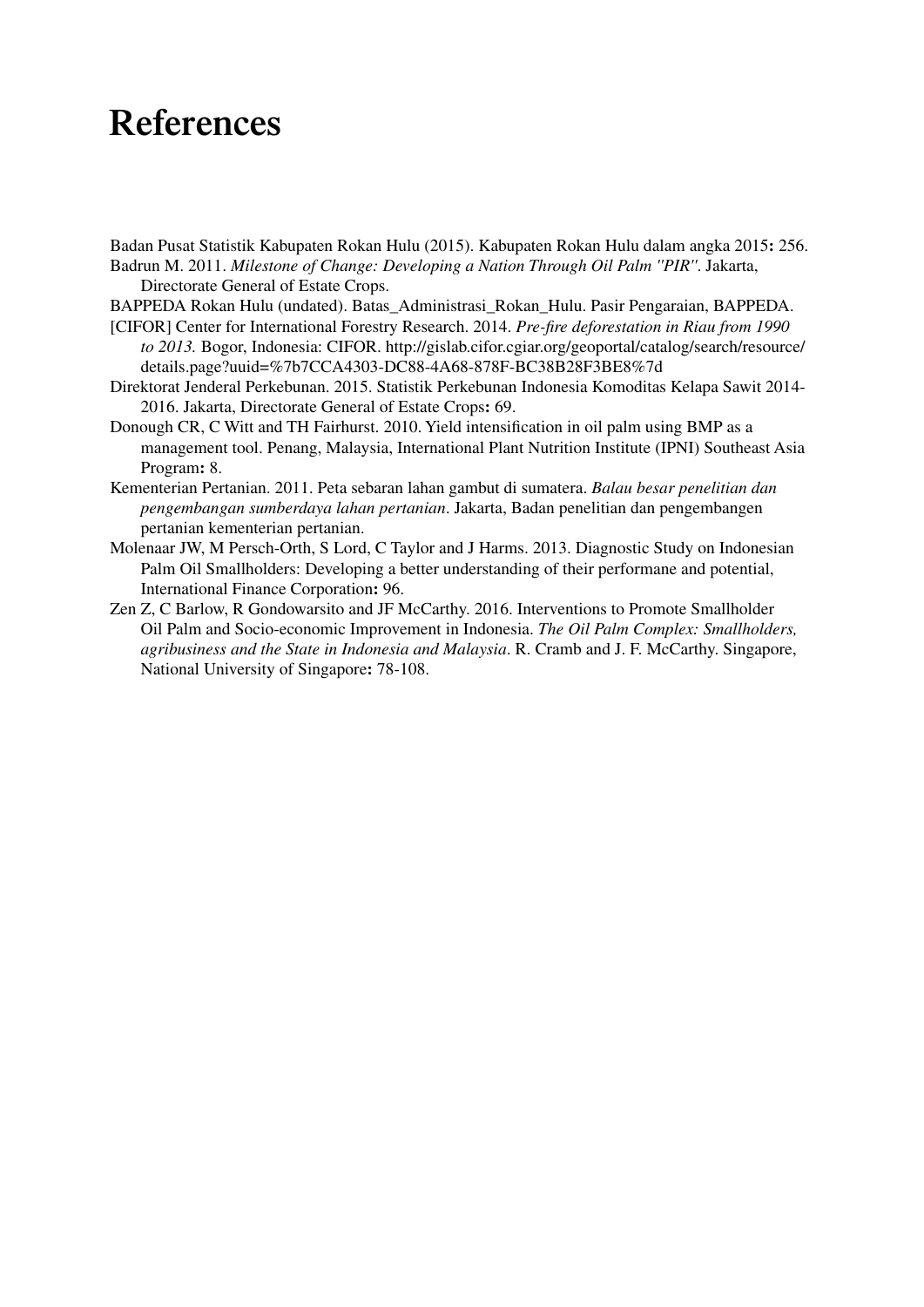# References

Badan Pusat Statistik Kabupaten Rokan Hulu (2015). Kabupaten Rokan Hulu dalam angka 2015**:** 256.

Badrun M. 2011. *Milestone of Change: Developing a Nation Through Oil Palm "PIR"*. Jakarta, Directorate General of Estate Crops.

BAPPEDA Rokan Hulu (undated). Batas_Administrasi_Rokan_Hulu. Pasir Pengaraian, BAPPEDA.

[CIFOR] Center for International Forestry Research. 2014. *Pre-fire deforestation in Riau from 1990 to 2013.* Bogor, Indonesia: CIFOR. http://gislab.cifor.cgiar.org/geoportal/catalog/search/resource/details.page?uuid=%7b7CCA4303-DC88-4A68-878F-BC38B28F3BE8%7d

Direktorat Jenderal Perkebunan. 2015. Statistik Perkebunan Indonesia Komoditas Kelapa Sawit 2014-2016. Jakarta, Directorate General of Estate Crops**:** 69.

Donough CR, C Witt and TH Fairhurst. 2010. Yield intensification in oil palm using BMP as a management tool. Penang, Malaysia, International Plant Nutrition Institute (IPNI) Southeast Asia Program**:** 8.

Kementerian Pertanian. 2011. Peta sebaran lahan gambut di sumatera. *Balau besar penelitian dan pengembangan sumberdaya lahan pertanian*. Jakarta, Badan penelitian dan pengembangen pertanian kementerian pertanian.

Molenaar JW, M Persch-Orth, S Lord, C Taylor and J Harms. 2013. Diagnostic Study on Indonesian Palm Oil Smallholders: Developing a better understanding of their performane and potential, International Finance Corporation**:** 96.

Zen Z, C Barlow, R Gondowarsito and JF McCarthy. 2016. Interventions to Promote Smallholder Oil Palm and Socio-economic Improvement in Indonesia. *The Oil Palm Complex: Smallholders, agribusiness and the State in Indonesia and Malaysia*. R. Cramb and J. F. McCarthy. Singapore, National University of Singapore**:** 78-108.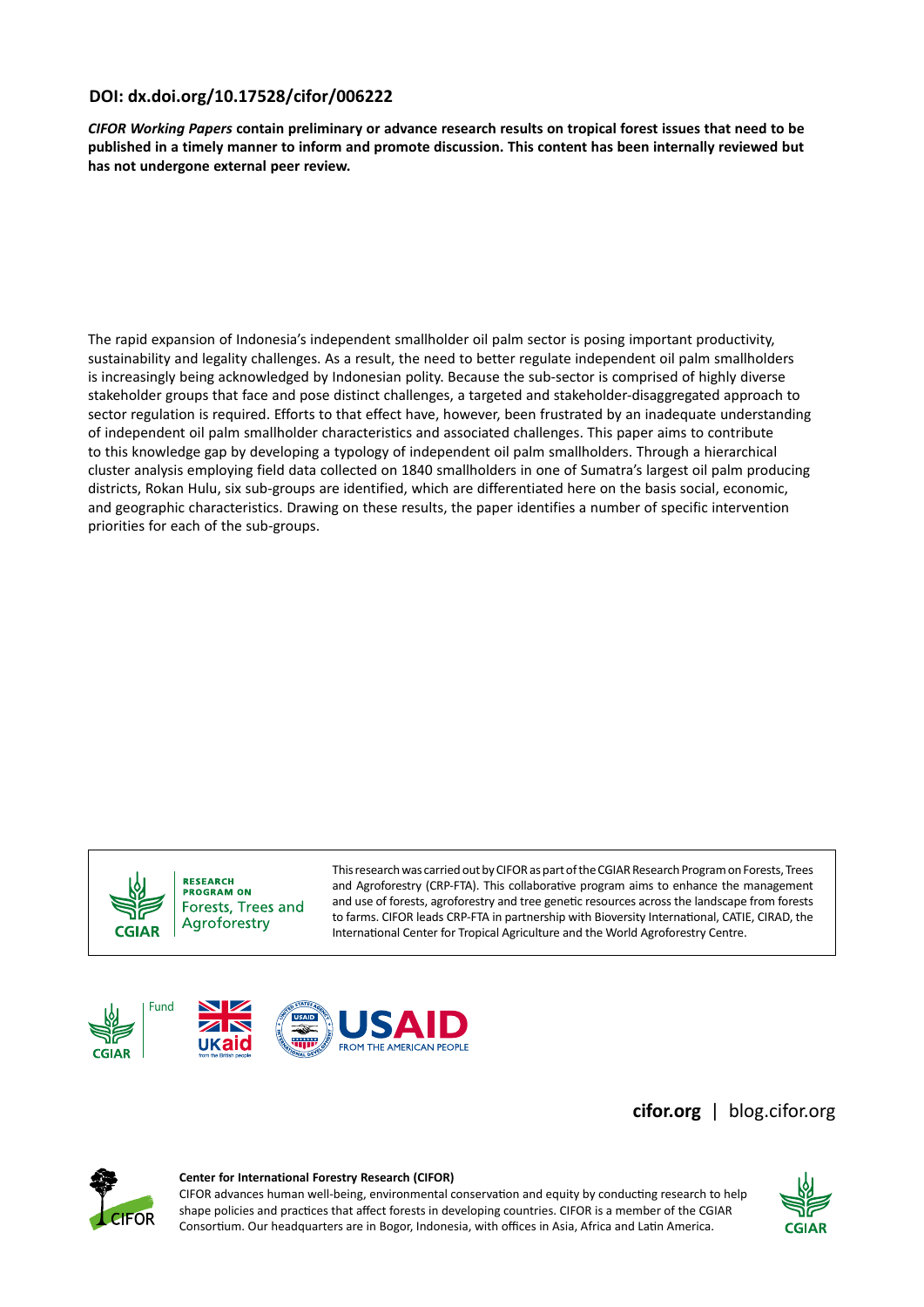**DOI: dx.doi.org/10.17528/cifor/006222**

***CIFOR Working Papers*** **contain preliminary or advance research results on tropical forest issues that need to be published in a timely manner to inform and promote discussion. This content has been internally reviewed but has not undergone external peer review.**

The rapid expansion of Indonesia's independent smallholder oil palm sector is posing important productivity, sustainability and legality challenges. As a result, the need to better regulate independent oil palm smallholders is increasingly being acknowledged by Indonesian polity. Because the sub-sector is comprised of highly diverse stakeholder groups that face and pose distinct challenges, a targeted and stakeholder-disaggregated approach to sector regulation is required. Efforts to that effect have, however, been frustrated by an inadequate understanding of independent oil palm smallholder characteristics and associated challenges. This paper aims to contribute to this knowledge gap by developing a typology of independent oil palm smallholders. Through a hierarchical cluster analysis employing field data collected on 1840 smallholders in one of Sumatra's largest oil palm producing districts, Rokan Hulu, six sub-groups are identified, which are differentiated here on the basis social, economic, and geographic characteristics. Drawing on these results, the paper identifies a number of specific intervention priorities for each of the sub-groups.

RESEARCH PROGRAM ON Forests, Trees and Agroforestry

This research was carried out by CIFOR as part of the CGIAR Research Program on Forests, Trees and Agroforestry (CRP-FTA). This collaborative program aims to enhance the management and use of forests, agroforestry and tree genetic resources across the landscape from forests to farms. CIFOR leads CRP-FTA in partnership with Bioversity International, CATIE, CIRAD, the International Center for Tropical Agriculture and the World Agroforestry Centre.

CGIAR Fund | UKaid from the British people | USAID FROM THE AMERICAN PEOPLE

**cifor.org** | blog.cifor.org

**Center for International Forestry Research (CIFOR)**
CIFOR advances human well-being, environmental conservation and equity by conducting research to help shape policies and practices that affect forests in developing countries. CIFOR is a member of the CGIAR Consortium. Our headquarters are in Bogor, Indonesia, with offices in Asia, Africa and Latin America.